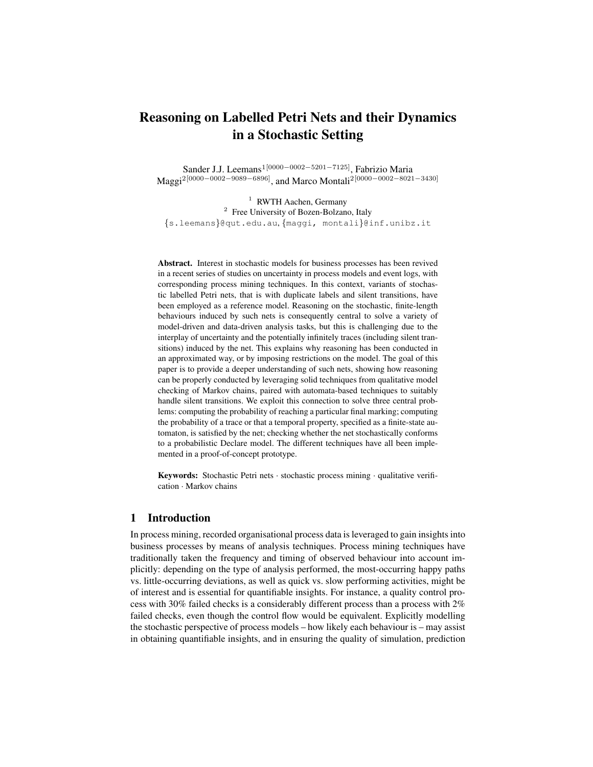# Reasoning on Labelled Petri Nets and their Dynamics in a Stochastic Setting

Sander J.J. Leemans[1][0000−0002−5201−7125], Fabrizio Maria Maggi[2][0000−0002−9089−6896], and Marco Montali[2][0000−0002−8021−3430]

[1] RWTH Aachen, Germany
[2] Free University of Bozen-Bolzano, Italy
{s.leemans}@qut.edu.au, {maggi, montali}@inf.unibz.it

**Abstract.** Interest in stochastic models for business processes has been revived in a recent series of studies on uncertainty in process models and event logs, with corresponding process mining techniques. In this context, variants of stochastic labelled Petri nets, that is with duplicate labels and silent transitions, have been employed as a reference model. Reasoning on the stochastic, finite-length behaviours induced by such nets is consequently central to solve a variety of model-driven and data-driven analysis tasks, but this is challenging due to the interplay of uncertainty and the potentially infinitely traces (including silent transitions) induced by the net. This explains why reasoning has been conducted in an approximated way, or by imposing restrictions on the model. The goal of this paper is to provide a deeper understanding of such nets, showing how reasoning can be properly conducted by leveraging solid techniques from qualitative model checking of Markov chains, paired with automata-based techniques to suitably handle silent transitions. We exploit this connection to solve three central problems: computing the probability of reaching a particular final marking; computing the probability of a trace or that a temporal property, specified as a finite-state automaton, is satisfied by the net; checking whether the net stochastically conforms to a probabilistic Declare model. The different techniques have all been implemented in a proof-of-concept prototype.

**Keywords:** Stochastic Petri nets · stochastic process mining · qualitative verification · Markov chains

## 1 Introduction

In process mining, recorded organisational process data is leveraged to gain insights into business processes by means of analysis techniques. Process mining techniques have traditionally taken the frequency and timing of observed behaviour into account implicitly: depending on the type of analysis performed, the most-occurring happy paths vs. little-occurring deviations, as well as quick vs. slow performing activities, might be of interest and is essential for quantifiable insights. For instance, a quality control process with 30% failed checks is a considerably different process than a process with 2% failed checks, even though the control flow would be equivalent. Explicitly modelling the stochastic perspective of process models – how likely each behaviour is – may assist in obtaining quantifiable insights, and in ensuring the quality of simulation, prediction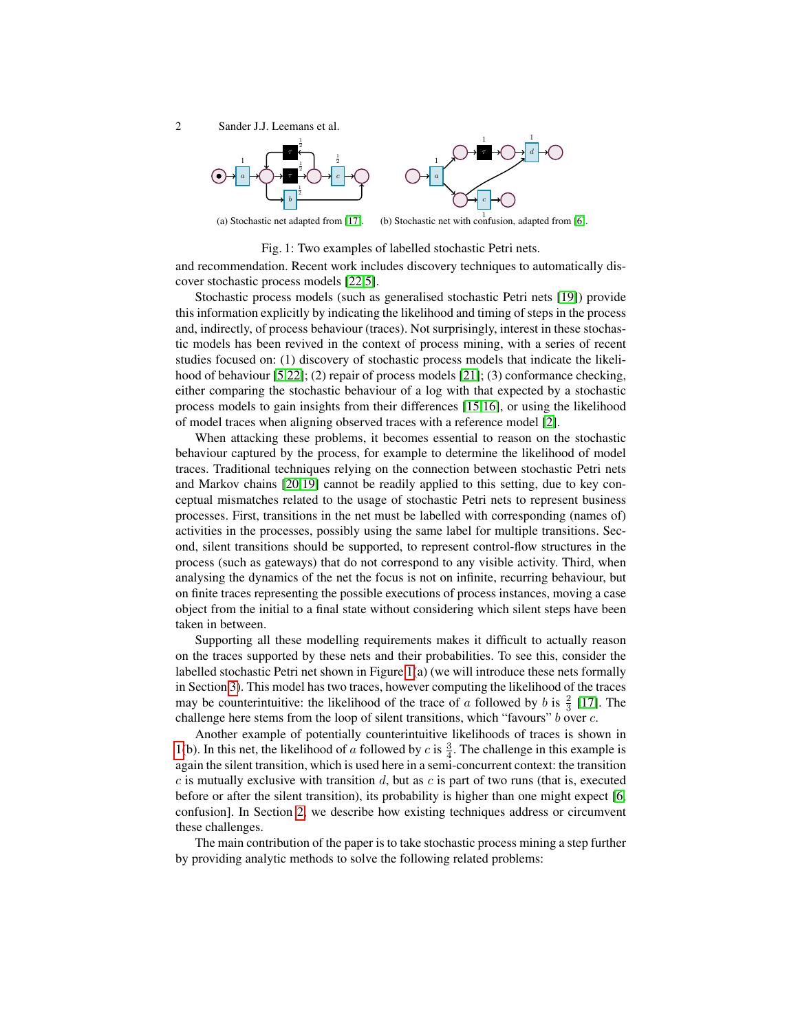(a) Stochastic net adapted from [17].

(b) Stochastic net with confusion, adapted from [6].

Fig. 1: Two examples of labelled stochastic Petri nets.

and recommendation. Recent work includes discovery techniques to automatically discover stochastic process models [22,5].

Stochastic process models (such as generalised stochastic Petri nets [19]) provide this information explicitly by indicating the likelihood and timing of steps in the process and, indirectly, of process behaviour (traces). Not surprisingly, interest in these stochastic models has been revived in the context of process mining, with a series of recent studies focused on: (1) discovery of stochastic process models that indicate the likelihood of behaviour [5,22]; (2) repair of process models [21]; (3) conformance checking, either comparing the stochastic behaviour of a log with that expected by a stochastic process models to gain insights from their differences [15,16], or using the likelihood of model traces when aligning observed traces with a reference model [2].

When attacking these problems, it becomes essential to reason on the stochastic behaviour captured by the process, for example to determine the likelihood of model traces. Traditional techniques relying on the connection between stochastic Petri nets and Markov chains [20,19] cannot be readily applied to this setting, due to key conceptual mismatches related to the usage of stochastic Petri nets to represent business processes. First, transitions in the net must be labelled with corresponding (names of) activities in the processes, possibly using the same label for multiple transitions. Second, silent transitions should be supported, to represent control-flow structures in the process (such as gateways) that do not correspond to any visible activity. Third, when analysing the dynamics of the net the focus is not on infinite, recurring behaviour, but on finite traces representing the possible executions of process instances, moving a case object from the initial to a final state without considering which silent steps have been taken in between.

Supporting all these modelling requirements makes it difficult to actually reason on the traces supported by these nets and their probabilities. To see this, consider the labelled stochastic Petri net shown in Figure 1(a) (we will introduce these nets formally in Section 3). This model has two traces, however computing the likelihood of the traces may be counterintuitive: the likelihood of the trace of $a$ followed by $b$ is $\frac{2}{3}$ [17]. The challenge here stems from the loop of silent transitions, which "favours" $b$ over $c$.

Another example of potentially counterintuitive likelihoods of traces is shown in 1(b). In this net, the likelihood of $a$ followed by $c$ is $\frac{3}{4}$. The challenge in this example is again the silent transition, which is used here in a semi-concurrent context: the transition $c$ is mutually exclusive with transition $d$, but as $c$ is part of two runs (that is, executed before or after the silent transition), its probability is higher than one might expect [6, confusion]. In Section 2, we describe how existing techniques address or circumvent these challenges.

The main contribution of the paper is to take stochastic process mining a step further by providing analytic methods to solve the following related problems: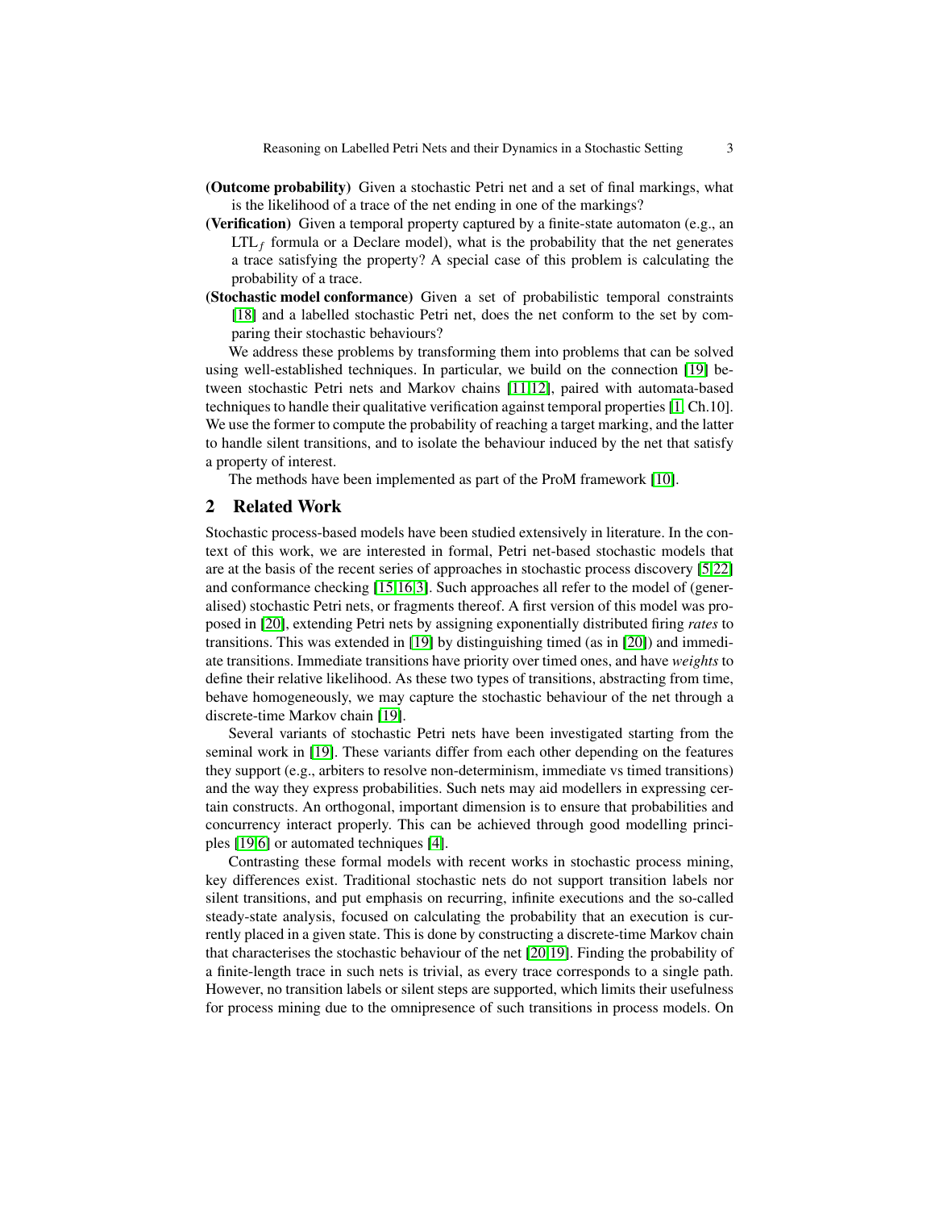**(Outcome probability)** Given a stochastic Petri net and a set of final markings, what is the likelihood of a trace of the net ending in one of the markings?

**(Verification)** Given a temporal property captured by a finite-state automaton (e.g., an $\text{LTL}_f$ formula or a Declare model), what is the probability that the net generates a trace satisfying the property? A special case of this problem is calculating the probability of a trace.

**(Stochastic model conformance)** Given a set of probabilistic temporal constraints [18] and a labelled stochastic Petri net, does the net conform to the set by comparing their stochastic behaviours?

We address these problems by transforming them into problems that can be solved using well-established techniques. In particular, we build on the connection [19] between stochastic Petri nets and Markov chains [11,12], paired with automata-based techniques to handle their qualitative verification against temporal properties [1, Ch.10]. We use the former to compute the probability of reaching a target marking, and the latter to handle silent transitions, and to isolate the behaviour induced by the net that satisfy a property of interest.

The methods have been implemented as part of the ProM framework [10].

## 2 Related Work

Stochastic process-based models have been studied extensively in literature. In the context of this work, we are interested in formal, Petri net-based stochastic models that are at the basis of the recent series of approaches in stochastic process discovery [5,22] and conformance checking [15,16,3]. Such approaches all refer to the model of (generalised) stochastic Petri nets, or fragments thereof. A first version of this model was proposed in [20], extending Petri nets by assigning exponentially distributed firing *rates* to transitions. This was extended in [19] by distinguishing timed (as in [20]) and immediate transitions. Immediate transitions have priority over timed ones, and have *weights* to define their relative likelihood. As these two types of transitions, abstracting from time, behave homogeneously, we may capture the stochastic behaviour of the net through a discrete-time Markov chain [19].

Several variants of stochastic Petri nets have been investigated starting from the seminal work in [19]. These variants differ from each other depending on the features they support (e.g., arbiters to resolve non-determinism, immediate vs timed transitions) and the way they express probabilities. Such nets may aid modellers in expressing certain constructs. An orthogonal, important dimension is to ensure that probabilities and concurrency interact properly. This can be achieved through good modelling principles [19,6] or automated techniques [4].

Contrasting these formal models with recent works in stochastic process mining, key differences exist. Traditional stochastic nets do not support transition labels nor silent transitions, and put emphasis on recurring, infinite executions and the so-called steady-state analysis, focused on calculating the probability that an execution is currently placed in a given state. This is done by constructing a discrete-time Markov chain that characterises the stochastic behaviour of the net [20,19]. Finding the probability of a finite-length trace in such nets is trivial, as every trace corresponds to a single path. However, no transition labels or silent steps are supported, which limits their usefulness for process mining due to the omnipresence of such transitions in process models. On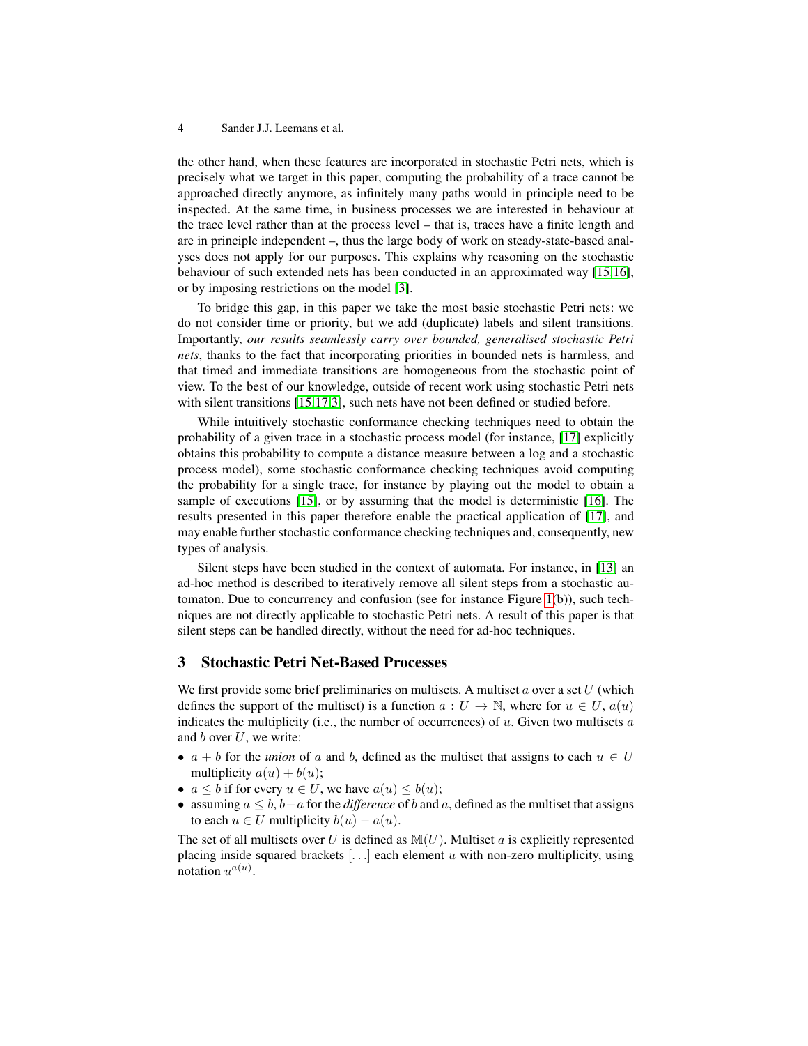the other hand, when these features are incorporated in stochastic Petri nets, which is precisely what we target in this paper, computing the probability of a trace cannot be approached directly anymore, as infinitely many paths would in principle need to be inspected. At the same time, in business processes we are interested in behaviour at the trace level rather than at the process level – that is, traces have a finite length and are in principle independent –, thus the large body of work on steady-state-based analyses does not apply for our purposes. This explains why reasoning on the stochastic behaviour of such extended nets has been conducted in an approximated way [15,16], or by imposing restrictions on the model [3].

To bridge this gap, in this paper we take the most basic stochastic Petri nets: we do not consider time or priority, but we add (duplicate) labels and silent transitions. Importantly, *our results seamlessly carry over bounded, generalised stochastic Petri nets*, thanks to the fact that incorporating priorities in bounded nets is harmless, and that timed and immediate transitions are homogeneous from the stochastic point of view. To the best of our knowledge, outside of recent work using stochastic Petri nets with silent transitions [15,17,3], such nets have not been defined or studied before.

While intuitively stochastic conformance checking techniques need to obtain the probability of a given trace in a stochastic process model (for instance, [17] explicitly obtains this probability to compute a distance measure between a log and a stochastic process model), some stochastic conformance checking techniques avoid computing the probability for a single trace, for instance by playing out the model to obtain a sample of executions [15], or by assuming that the model is deterministic [16]. The results presented in this paper therefore enable the practical application of [17], and may enable further stochastic conformance checking techniques and, consequently, new types of analysis.

Silent steps have been studied in the context of automata. For instance, in [13] an ad-hoc method is described to iteratively remove all silent steps from a stochastic automaton. Due to concurrency and confusion (see for instance Figure 1(b)), such techniques are not directly applicable to stochastic Petri nets. A result of this paper is that silent steps can be handled directly, without the need for ad-hoc techniques.

## 3 Stochastic Petri Net-Based Processes

We first provide some brief preliminaries on multisets. A multiset $a$ over a set $U$ (which defines the support of the multiset) is a function $a : U \to \mathbb{N}$, where for $u \in U$, $a(u)$ indicates the multiplicity (i.e., the number of occurrences) of $u$. Given two multisets $a$ and $b$ over $U$, we write:

- $a + b$ for the *union* of $a$ and $b$, defined as the multiset that assigns to each $u \in U$ multiplicity $a(u) + b(u)$;
- $a \leq b$ if for every $u \in U$, we have $a(u) \leq b(u)$;
- assuming $a \leq b$, $b - a$ for the *difference* of $b$ and $a$, defined as the multiset that assigns to each $u \in U$ multiplicity $b(u) - a(u)$.

The set of all multisets over $U$ is defined as $\mathbb{M}(U)$. Multiset $a$ is explicitly represented placing inside squared brackets $[\ldots]$ each element $u$ with non-zero multiplicity, using notation $u^{a(u)}$.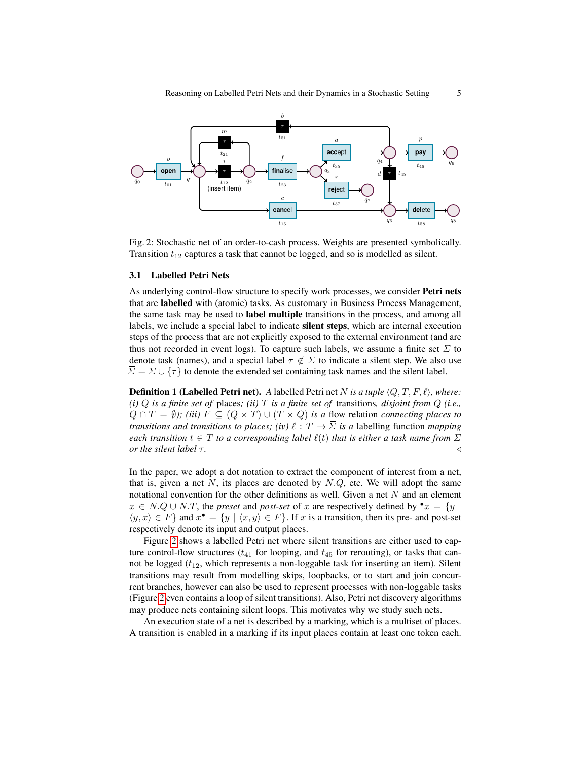Fig. 2: Stochastic net of an order-to-cash process. Weights are presented symbolically. Transition $t_{12}$ captures a task that cannot be logged, and so is modelled as silent.

### 3.1 Labelled Petri Nets

As underlying control-flow structure to specify work processes, we consider **Petri nets** that are **labelled** with (atomic) tasks. As customary in Business Process Management, the same task may be used to **label multiple** transitions in the process, and among all labels, we include a special label to indicate **silent steps**, which are internal execution steps of the process that are not explicitly exposed to the external environment (and are thus not recorded in event logs). To capture such labels, we assume a finite set $\Sigma$ to denote task (names), and a special label $\tau \notin \Sigma$ to indicate a silent step. We also use $\overline{\Sigma} = \Sigma \cup \{\tau\}$ to denote the extended set containing task names and the silent label.

**Definition 1 (Labelled Petri net).** *A* labelled Petri net *$N$ is a tuple $\langle Q, T, F, \ell \rangle$, where: (i) $Q$ is a finite set of* places*; (ii) $T$ is a finite set of* transitions*, disjoint from $Q$ (i.e., $Q \cap T = \emptyset$); (iii) $F \subseteq (Q \times T) \cup (T \times Q)$ is a* flow relation *connecting places to transitions and transitions to places; (iv) $\ell : T \to \overline{\Sigma}$ is a* labelling function *mapping each transition $t \in T$ to a corresponding label $\ell(t)$ that is either a task name from $\Sigma$ or the silent label $\tau$.* $\triangleleft$

In the paper, we adopt a dot notation to extract the component of interest from a net, that is, given a net $N$, its places are denoted by $N.Q$, etc. We will adopt the same notational convention for the other definitions as well. Given a net $N$ and an element $x \in N.Q \cup N.T$, the *preset* and *post-set* of $x$ are respectively defined by ${}^\bullet x = \{y \mid \langle y, x \rangle \in F\}$ and $x^\bullet = \{y \mid \langle x, y \rangle \in F\}$. If $x$ is a transition, then its pre- and post-set respectively denote its input and output places.

Figure 2 shows a labelled Petri net where silent transitions are either used to capture control-flow structures ($t_{41}$ for looping, and $t_{45}$ for rerouting), or tasks that cannot be logged ($t_{12}$, which represents a non-loggable task for inserting an item). Silent transitions may result from modelling skips, loopbacks, or to start and join concurrent branches, however can also be used to represent processes with non-loggable tasks (Figure 2 even contains a loop of silent transitions). Also, Petri net discovery algorithms may produce nets containing silent loops. This motivates why we study such nets.

An execution state of a net is described by a marking, which is a multiset of places. A transition is enabled in a marking if its input places contain at least one token each.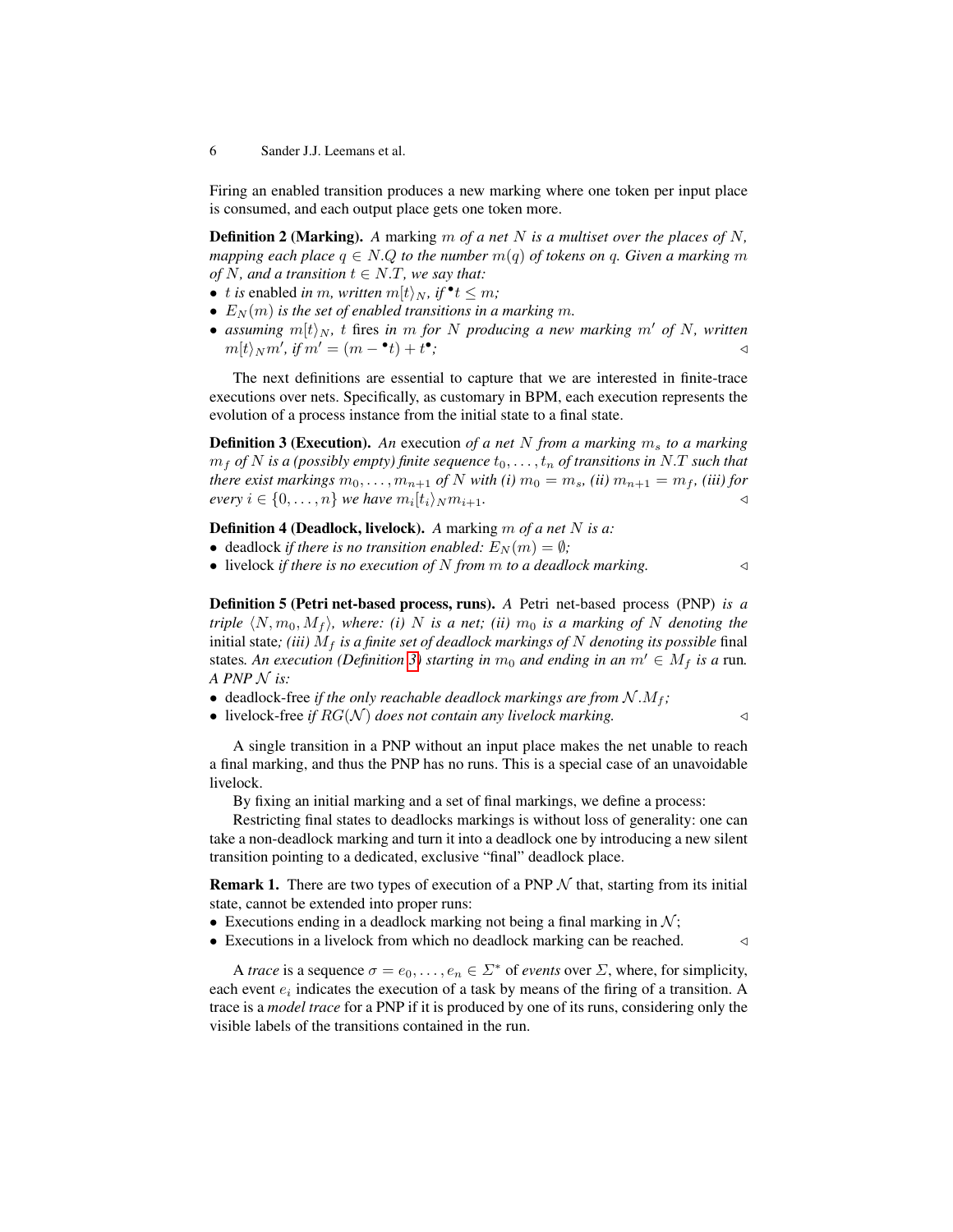Firing an enabled transition produces a new marking where one token per input place is consumed, and each output place gets one token more.

**Definition 2 (Marking).** *A* marking $m$ *of a net* $N$ *is a multiset over the places of* $N$*, mapping each place* $q \in N.Q$ *to the number* $m(q)$ *of tokens on* $q$*. Given a marking* $m$ *of* $N$*, and a transition* $t \in N.T$*, we say that:*

- $t$ *is* enabled *in* $m$*, written* $m[t\rangle_N$*, if* ${}^\bullet t \leq m$*;*
- $E_N(m)$ *is the set of enabled transitions in a marking* $m$*.*
- *assuming* $m[t\rangle_N$*,* $t$ fires *in* $m$ *for* $N$ *producing a new marking* $m'$ *of* $N$*, written* $m[t\rangle_N m'$*, if* $m' = (m - {}^\bullet t) + t^\bullet$*;* ◁

The next definitions are essential to capture that we are interested in finite-trace executions over nets. Specifically, as customary in BPM, each execution represents the evolution of a process instance from the initial state to a final state.

**Definition 3 (Execution).** *An* execution *of a net* $N$ *from a marking* $m_s$ *to a marking* $m_f$ *of* $N$ *is a (possibly empty) finite sequence* $t_0, \ldots, t_n$ *of transitions in* $N.T$ *such that there exist markings* $m_0, \ldots, m_{n+1}$ *of* $N$ *with (i)* $m_0 = m_s$*, (ii)* $m_{n+1} = m_f$*, (iii) for every* $i \in \{0, \ldots, n\}$ *we have* $m_i[t_i\rangle_N m_{i+1}$*.* ◁

**Definition 4 (Deadlock, livelock).** *A* marking $m$ *of a net* $N$ *is a:*

- deadlock *if there is no transition enabled:* $E_N(m) = \emptyset$*;*
- livelock *if there is no execution of* $N$ *from* $m$ *to a deadlock marking.* ◁

**Definition 5 (Petri net-based process, runs).** *A* Petri net-based process (PNP) *is a triple* $\langle N, m_0, M_f\rangle$*, where: (i)* $N$ *is a net; (ii)* $m_0$ *is a marking of* $N$ *denoting the* initial state*; (iii)* $M_f$ *is a finite set of deadlock markings of* $N$ *denoting its possible* final states*. An execution (Definition 3) starting in* $m_0$ *and ending in an* $m' \in M_f$ *is a* run*. A PNP* $\mathcal{N}$ *is:*

- deadlock-free *if the only reachable deadlock markings are from* $\mathcal{N}.M_f$*;*
- livelock-free *if* $RG(\mathcal{N})$ *does not contain any livelock marking.* ◁

A single transition in a PNP without an input place makes the net unable to reach a final marking, and thus the PNP has no runs. This is a special case of an unavoidable livelock.

By fixing an initial marking and a set of final markings, we define a process:

Restricting final states to deadlocks markings is without loss of generality: one can take a non-deadlock marking and turn it into a deadlock one by introducing a new silent transition pointing to a dedicated, exclusive "final" deadlock place.

**Remark 1.** There are two types of execution of a PNP $\mathcal{N}$ that, starting from its initial state, cannot be extended into proper runs:

- Executions ending in a deadlock marking not being a final marking in $\mathcal{N}$;
- Executions in a livelock from which no deadlock marking can be reached. ◁

A *trace* is a sequence $\sigma = e_0, \ldots, e_n \in \Sigma^*$ of *events* over $\Sigma$, where, for simplicity, each event $e_i$ indicates the execution of a task by means of the firing of a transition. A trace is a *model trace* for a PNP if it is produced by one of its runs, considering only the visible labels of the transitions contained in the run.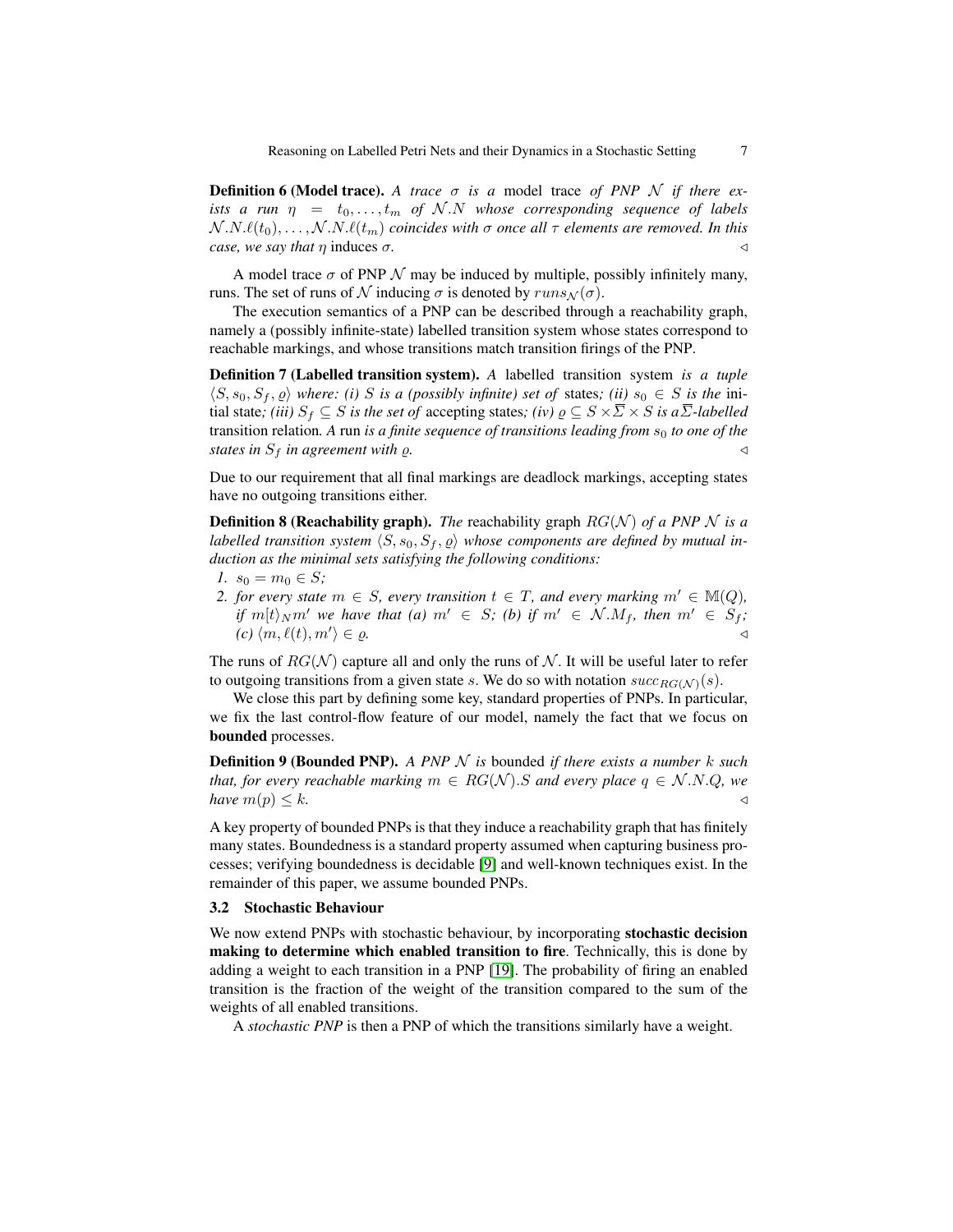**Definition 6 (Model trace).** *A trace $\sigma$ is a* model trace *of PNP $\mathcal{N}$ if there exists a run $\eta = t_0, \ldots, t_m$ of $\mathcal{N}.N$ whose corresponding sequence of labels $\mathcal{N}.N.\ell(t_0), \ldots, \mathcal{N}.N.\ell(t_m)$ coincides with $\sigma$ once all $\tau$ elements are removed. In this case, we say that $\eta$* induces *$\sigma$.* ◁

A model trace $\sigma$ of PNP $\mathcal{N}$ may be induced by multiple, possibly infinitely many, runs. The set of runs of $\mathcal{N}$ inducing $\sigma$ is denoted by $runs_{\mathcal{N}}(\sigma)$.

The execution semantics of a PNP can be described through a reachability graph, namely a (possibly infinite-state) labelled transition system whose states correspond to reachable markings, and whose transitions match transition firings of the PNP.

**Definition 7 (Labelled transition system).** *A* labelled transition system *is a tuple $\langle S, s_0, S_f, \varrho \rangle$ where: (i) $S$ is a (possibly infinite) set of* states*; (ii) $s_0 \in S$ is the* initial state*; (iii) $S_f \subseteq S$ is the set of* accepting states*; (iv) $\varrho \subseteq S \times \overline{\Sigma} \times S$ is a $\overline{\Sigma}$-labelled* transition relation*. A* run *is a finite sequence of transitions leading from $s_0$ to one of the states in $S_f$ in agreement with $\varrho$.* ◁

Due to our requirement that all final markings are deadlock markings, accepting states have no outgoing transitions either.

**Definition 8 (Reachability graph).** *The* reachability graph *$RG(\mathcal{N})$ of a PNP $\mathcal{N}$ is a labelled transition system $\langle S, s_0, S_f, \varrho \rangle$ whose components are defined by mutual induction as the minimal sets satisfying the following conditions:*

1. *$s_0 = m_0 \in S$;*
2. *for every state $m \in S$, every transition $t \in T$, and every marking $m' \in \mathbb{M}(Q)$, if $m[t\rangle_N m'$ we have that (a) $m' \in S$; (b) if $m' \in \mathcal{N}.M_f$, then $m' \in S_f$; (c) $\langle m, \ell(t), m' \rangle \in \varrho$.* ◁

The runs of $RG(\mathcal{N})$ capture all and only the runs of $\mathcal{N}$. It will be useful later to refer to outgoing transitions from a given state $s$. We do so with notation $succ_{RG(\mathcal{N})}(s)$.

We close this part by defining some key, standard properties of PNPs. In particular, we fix the last control-flow feature of our model, namely the fact that we focus on **bounded** processes.

**Definition 9 (Bounded PNP).** *A PNP $\mathcal{N}$ is* bounded *if there exists a number $k$ such that, for every reachable marking $m \in RG(\mathcal{N}).S$ and every place $q \in \mathcal{N}.N.Q$, we have $m(p) \leq k$.* ◁

A key property of bounded PNPs is that they induce a reachability graph that has finitely many states. Boundedness is a standard property assumed when capturing business processes; verifying boundedness is decidable [9] and well-known techniques exist. In the remainder of this paper, we assume bounded PNPs.

### 3.2 Stochastic Behaviour

We now extend PNPs with stochastic behaviour, by incorporating **stochastic decision making to determine which enabled transition to fire**. Technically, this is done by adding a weight to each transition in a PNP [19]. The probability of firing an enabled transition is the fraction of the weight of the transition compared to the sum of the weights of all enabled transitions.

A *stochastic PNP* is then a PNP of which the transitions similarly have a weight.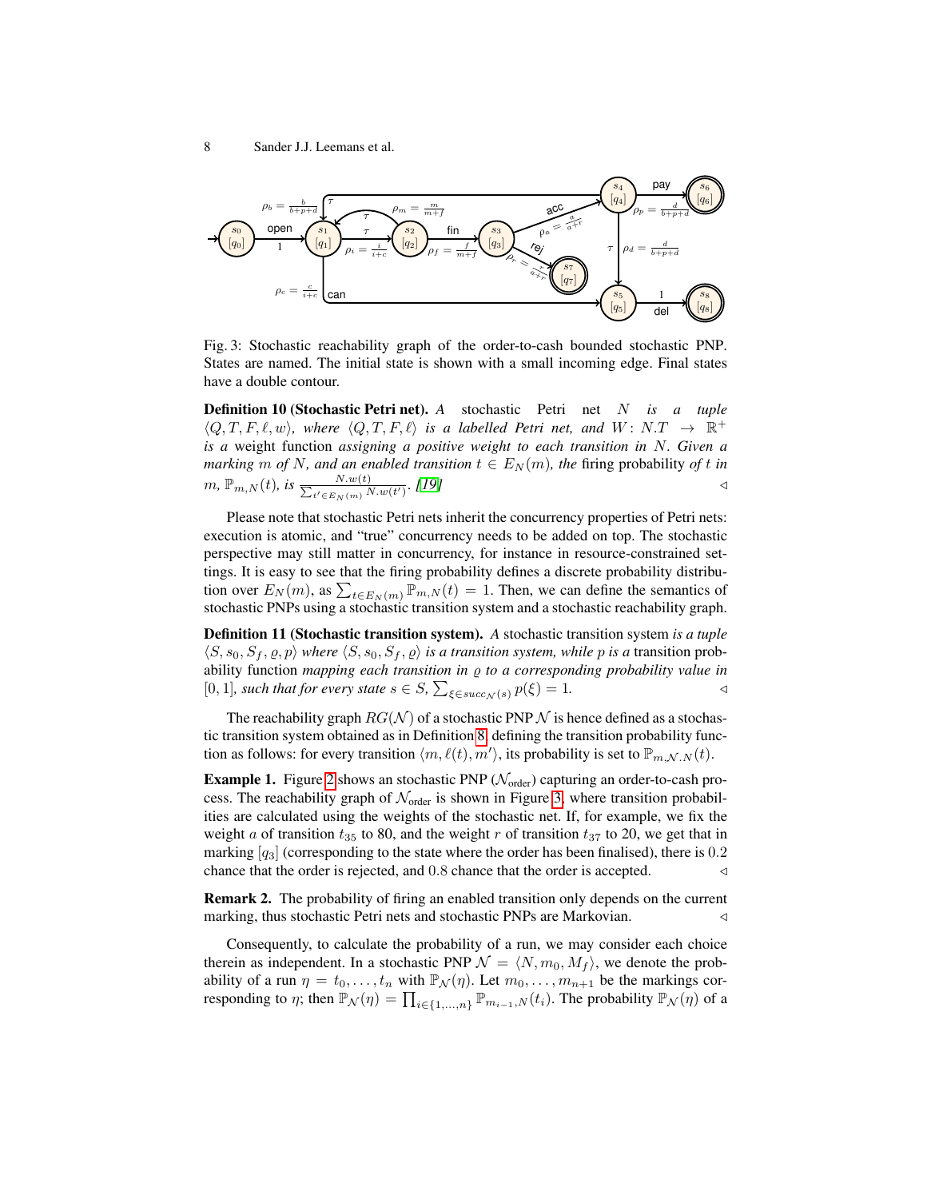Fig. 3: Stochastic reachability graph of the order-to-cash bounded stochastic PNP. States are named. The initial state is shown with a small incoming edge. Final states have a double contour.

**Definition 10 (Stochastic Petri net).** *A stochastic Petri net $N$ is a tuple $\langle Q, T, F, \ell, w \rangle$, where $\langle Q, T, F, \ell \rangle$ is a labelled Petri net, and $W : N.T \to \mathbb{R}^+$ is a* weight function *assigning a positive weight to each transition in $N$. Given a marking $m$ of $N$, and an enabled transition $t \in E_N(m)$, the* firing probability *of $t$ in $m$, $\mathbb{P}_{m,N}(t)$, is $\frac{N.w(t)}{\sum_{t' \in E_N(m)} N.w(t')}$. [19]* ◁

Please note that stochastic Petri nets inherit the concurrency properties of Petri nets: execution is atomic, and "true" concurrency needs to be added on top. The stochastic perspective may still matter in concurrency, for instance in resource-constrained settings. It is easy to see that the firing probability defines a discrete probability distribution over $E_N(m)$, as $\sum_{t \in E_N(m)} \mathbb{P}_{m,N}(t) = 1$. Then, we can define the semantics of stochastic PNPs using a stochastic transition system and a stochastic reachability graph.

**Definition 11 (Stochastic transition system).** *A stochastic transition system is a tuple $\langle S, s_0, S_f, \varrho, p \rangle$ where $\langle S, s_0, S_f, \varrho \rangle$ is a transition system, while $p$ is a* transition probability function *mapping each transition in $\varrho$ to a corresponding probability value in $[0, 1]$, such that for every state $s \in S$, $\sum_{\xi \in succ_{\mathcal{N}}(s)} p(\xi) = 1$.* ◁

The reachability graph $RG(\mathcal{N})$ of a stochastic PNP $\mathcal{N}$ is hence defined as a stochastic transition system obtained as in Definition 8, defining the transition probability function as follows: for every transition $\langle m, \ell(t), m' \rangle$, its probability is set to $\mathbb{P}_{m,\mathcal{N}.N}(t)$.

**Example 1.** Figure 2 shows an stochastic PNP ($\mathcal{N}_{\text{order}}$) capturing an order-to-cash process. The reachability graph of $\mathcal{N}_{\text{order}}$ is shown in Figure 3, where transition probabilities are calculated using the weights of the stochastic net. If, for example, we fix the weight $a$ of transition $t_{35}$ to 80, and the weight $r$ of transition $t_{37}$ to 20, we get that in marking $[q_3]$ (corresponding to the state where the order has been finalised), there is $0.2$ chance that the order is rejected, and $0.8$ chance that the order is accepted. ◁

**Remark 2.** The probability of firing an enabled transition only depends on the current marking, thus stochastic Petri nets and stochastic PNPs are Markovian. ◁

Consequently, to calculate the probability of a run, we may consider each choice therein as independent. In a stochastic PNP $\mathcal{N} = \langle N, m_0, M_f \rangle$, we denote the probability of a run $\eta = t_0, \ldots, t_n$ with $\mathbb{P}_{\mathcal{N}}(\eta)$. Let $m_0, \ldots, m_{n+1}$ be the markings corresponding to $\eta$; then $\mathbb{P}_{\mathcal{N}}(\eta) = \prod_{i \in \{1,\ldots,n\}} \mathbb{P}_{m_{i-1},N}(t_i)$. The probability $\mathbb{P}_{\mathcal{N}}(\eta)$ of a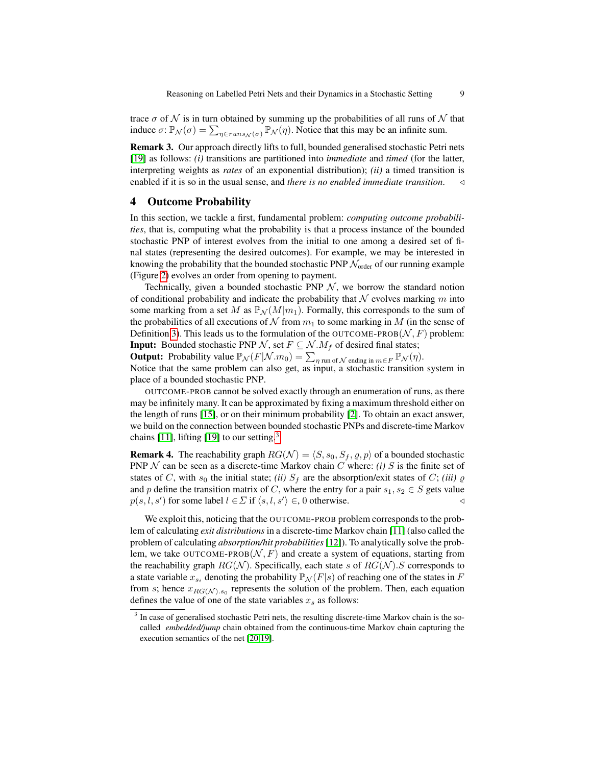trace $\sigma$ of $\mathcal{N}$ is in turn obtained by summing up the probabilities of all runs of $\mathcal{N}$ that induce $\sigma$: $\mathbb{P}_{\mathcal{N}}(\sigma) = \sum_{\eta \in runs_{\mathcal{N}}(\sigma)} \mathbb{P}_{\mathcal{N}}(\eta)$. Notice that this may be an infinite sum.

**Remark 3.** Our approach directly lifts to full, bounded generalised stochastic Petri nets [19] as follows: *(i)* transitions are partitioned into *immediate* and *timed* (for the latter, interpreting weights as *rates* of an exponential distribution); *(ii)* a timed transition is enabled if it is so in the usual sense, and *there is no enabled immediate transition*. ◁

## 4 Outcome Probability

In this section, we tackle a first, fundamental problem: *computing outcome probabilities*, that is, computing what the probability is that a process instance of the bounded stochastic PNP of interest evolves from the initial to one among a desired set of final states (representing the desired outcomes). For example, we may be interested in knowing the probability that the bounded stochastic PNP $\mathcal{N}_{\text{order}}$ of our running example (Figure 2) evolves an order from opening to payment.

Technically, given a bounded stochastic PNP $\mathcal{N}$, we borrow the standard notion of conditional probability and indicate the probability that $\mathcal{N}$ evolves marking $m$ into some marking from a set $M$ as $\mathbb{P}_{\mathcal{N}}(M|m_1)$. Formally, this corresponds to the sum of the probabilities of all executions of $\mathcal{N}$ from $m_1$ to some marking in $M$ (in the sense of Definition 3). This leads us to the formulation of the OUTCOME-PROB$(\mathcal{N}, F)$ problem:
**Input:** Bounded stochastic PNP $\mathcal{N}$, set $F \subseteq \mathcal{N}.M_f$ of desired final states;
**Output:** Probability value $\mathbb{P}_{\mathcal{N}}(F|\mathcal{N}.m_0) = \sum_{\eta \text{ run of } \mathcal{N} \text{ ending in } m \in F} \mathbb{P}_{\mathcal{N}}(\eta)$.
Notice that the same problem can also get, as input, a stochastic transition system in place of a bounded stochastic PNP.

OUTCOME-PROB cannot be solved exactly through an enumeration of runs, as there may be infinitely many. It can be approximated by fixing a maximum threshold either on the length of runs [15], or on their minimum probability [2]. To obtain an exact answer, we build on the connection between bounded stochastic PNPs and discrete-time Markov chains [11], lifting [19] to our setting.[3]

**Remark 4.** The reachability graph $RG(\mathcal{N}) = \langle S, s_0, S_f, \varrho, p \rangle$ of a bounded stochastic PNP $\mathcal{N}$ can be seen as a discrete-time Markov chain $C$ where: *(i)* $S$ is the finite set of states of $C$, with $s_0$ the initial state; *(ii)* $S_f$ are the absorption/exit states of $C$; *(iii)* $\varrho$ and $p$ define the transition matrix of $C$, where the entry for a pair $s_1, s_2 \in S$ gets value $p(s, l, s')$ for some label $l \in \overline{\Sigma}$ if $\langle s, l, s' \rangle \in$, 0 otherwise. ◁

We exploit this, noticing that the OUTCOME-PROB problem corresponds to the problem of calculating *exit distributions* in a discrete-time Markov chain [11] (also called the problem of calculating *absorption/hit probabilities* [12]). To analytically solve the problem, we take OUTCOME-PROB$(\mathcal{N}, F)$ and create a system of equations, starting from the reachability graph $RG(\mathcal{N})$. Specifically, each state $s$ of $RG(\mathcal{N}).S$ corresponds to a state variable $x_{s_i}$ denoting the probability $\mathbb{P}_{\mathcal{N}}(F|s)$ of reaching one of the states in $F$ from $s$; hence $x_{RG(\mathcal{N}).s_0}$ represents the solution of the problem. Then, each equation defines the value of one of the state variables $x_s$ as follows:

[3] In case of generalised stochastic Petri nets, the resulting discrete-time Markov chain is the so-called *embedded/jump* chain obtained from the continuous-time Markov chain capturing the execution semantics of the net [20,19].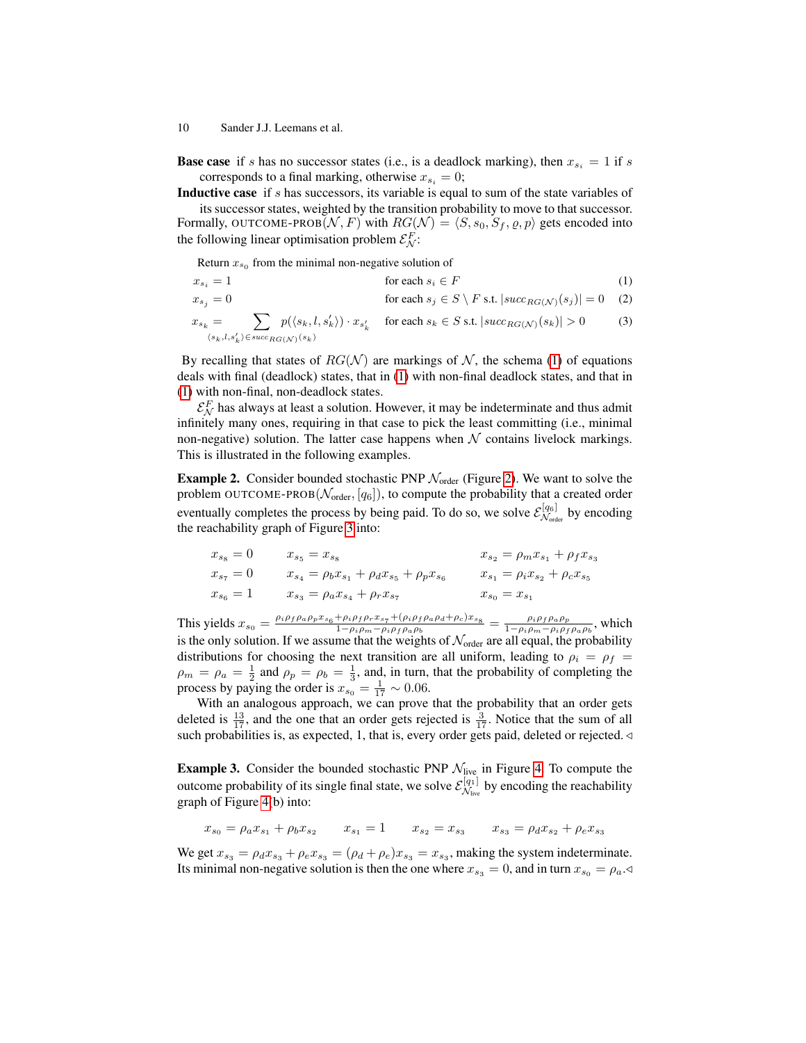**Base case** if $s$ has no successor states (i.e., is a deadlock marking), then $x_{s_i} = 1$ if $s$ corresponds to a final marking, otherwise $x_{s_i} = 0$;

**Inductive case** if $s$ has successors, its variable is equal to sum of the state variables of its successor states, weighted by the transition probability to move to that successor.

Formally, OUTCOME-PROB($\mathcal{N}, F$) with $RG(\mathcal{N}) = \langle S, s_0, S_f, \varrho, p\rangle$ gets encoded into the following linear optimisation problem $\mathcal{E}^F_\mathcal{N}$:

Return $x_{s_0}$ from the minimal non-negative solution of

$$x_{s_i} = 1 \qquad \text{for each } s_i \in F \tag{1}$$

$$x_{s_j} = 0 \qquad \text{for each } s_j \in S \setminus F \text{ s.t. } |succ_{RG(\mathcal{N})}(s_j)| = 0 \tag{2}$$

$$x_{s_k} = \sum_{\langle s_k, l, s'_k\rangle \in succ_{RG(\mathcal{N})}(s_k)} p(\langle s_k, l, s'_k\rangle) \cdot x_{s'_k} \qquad \text{for each } s_k \in S \text{ s.t. } |succ_{RG(\mathcal{N})}(s_k)| > 0 \tag{3}$$

By recalling that states of $RG(\mathcal{N})$ are markings of $\mathcal{N}$, the schema (1) of equations deals with final (deadlock) states, that in (1) with non-final deadlock states, and that in (1) with non-final, non-deadlock states.

$\mathcal{E}^F_\mathcal{N}$ has always at least a solution. However, it may be indeterminate and thus admit infinitely many ones, requiring in that case to pick the least committing (i.e., minimal non-negative) solution. The latter case happens when $\mathcal{N}$ contains livelock markings. This is illustrated in the following examples.

**Example 2.** Consider bounded stochastic PNP $\mathcal{N}_{\text{order}}$ (Figure 2). We want to solve the problem OUTCOME-PROB($\mathcal{N}_{\text{order}}, [q_6]$), to compute the probability that a created order eventually completes the process by being paid. To do so, we solve $\mathcal{E}^{[q_6]}_{\mathcal{N}_{\text{order}}}$ by encoding the reachability graph of Figure 3 into:

$$
\begin{aligned}
&x_{s_8} = 0 \qquad && x_{s_5} = x_{s_8} \qquad && x_{s_2} = \rho_m x_{s_1} + \rho_f x_{s_3}\\
&x_{s_7} = 0 \qquad && x_{s_4} = \rho_b x_{s_1} + \rho_d x_{s_5} + \rho_p x_{s_6} \qquad && x_{s_1} = \rho_i x_{s_2} + \rho_c x_{s_5}\\
&x_{s_6} = 1 \qquad && x_{s_3} = \rho_a x_{s_4} + \rho_r x_{s_7} \qquad && x_{s_0} = x_{s_1}
\end{aligned}
$$

This yields $x_{s_0} = \frac{\rho_i\rho_f\rho_a\rho_p x_{s_6} + \rho_i\rho_f\rho_r x_{s_7} + (\rho_i\rho_f\rho_a\rho_d + \rho_c)x_{s_8}}{1-\rho_i\rho_m-\rho_i\rho_f\rho_a\rho_b} = \frac{\rho_i\rho_f\rho_a\rho_p}{1-\rho_i\rho_m-\rho_i\rho_f\rho_a\rho_b}$, which is the only solution. If we assume that the weights of $\mathcal{N}_{\text{order}}$ are all equal, the probability distributions for choosing the next transition are all uniform, leading to $\rho_i = \rho_f = \rho_m = \rho_a = \frac{1}{2}$ and $\rho_p = \rho_b = \frac{1}{3}$, and, in turn, that the probability of completing the process by paying the order is $x_{s_0} = \frac{1}{17} \sim 0.06$.

With an analogous approach, we can prove that the probability that an order gets deleted is $\frac{13}{17}$, and the one that an order gets rejected is $\frac{3}{17}$. Notice that the sum of all such probabilities is, as expected, 1, that is, every order gets paid, deleted or rejected. ◁

**Example 3.** Consider the bounded stochastic PNP $\mathcal{N}_{\text{live}}$ in Figure 4. To compute the outcome probability of its single final state, we solve $\mathcal{E}^{[q_1]}_{\mathcal{N}_{\text{live}}}$ by encoding the reachability graph of Figure 4(b) into:

$$x_{s_0} = \rho_a x_{s_1} + \rho_b x_{s_2} \qquad x_{s_1} = 1 \qquad x_{s_2} = x_{s_3} \qquad x_{s_3} = \rho_d x_{s_2} + \rho_e x_{s_3}$$

We get $x_{s_3} = \rho_d x_{s_3} + \rho_e x_{s_3} = (\rho_d + \rho_e)x_{s_3} = x_{s_3}$, making the system indeterminate. Its minimal non-negative solution is then the one where $x_{s_3} = 0$, and in turn $x_{s_0} = \rho_a$. ◁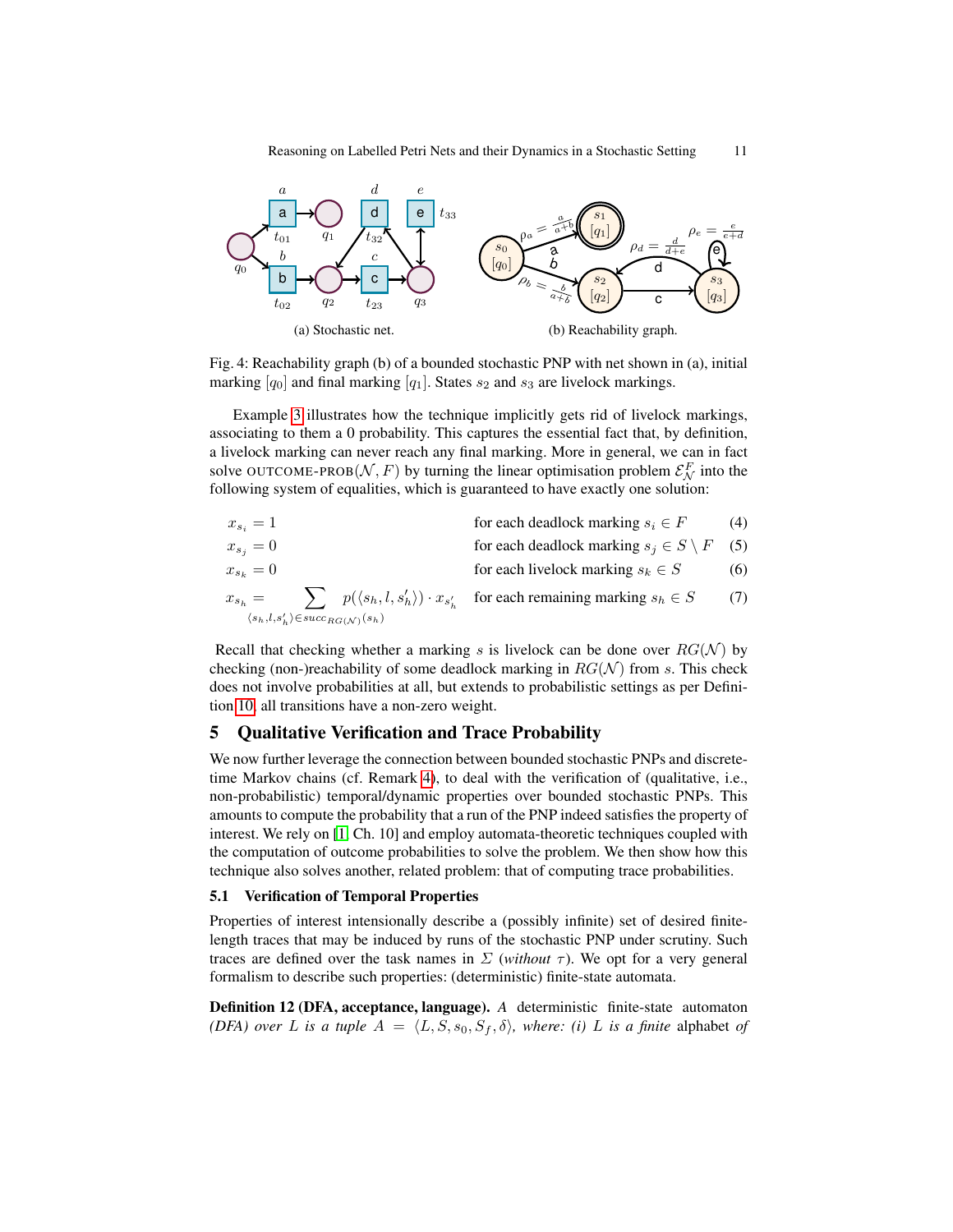(a) Stochastic net.

(b) Reachability graph.

Fig. 4: Reachability graph (b) of a bounded stochastic PNP with net shown in (a), initial marking $[q_0]$ and final marking $[q_1]$. States $s_2$ and $s_3$ are livelock markings.

Example 3 illustrates how the technique implicitly gets rid of livelock markings, associating to them a 0 probability. This captures the essential fact that, by definition, a livelock marking can never reach any final marking. More in general, we can in fact solve OUTCOME-PROB$(\mathcal{N}, F)$ by turning the linear optimisation problem $\mathcal{E}_{\mathcal{N}}^{F}$ into the following system of equalities, which is guaranteed to have exactly one solution:

$$x_{s_i} = 1 \qquad \text{for each deadlock marking } s_i \in F \tag{4}$$

$$x_{s_j} = 0 \qquad \text{for each deadlock marking } s_j \in S \setminus F \tag{5}$$

$$x_{s_k} = 0 \qquad \text{for each livelock marking } s_k \in S \tag{6}$$

$$x_{s_h} = \sum_{\langle s_h, l, s'_h \rangle \in succ_{RG(\mathcal{N})}(s_h)} p(\langle s_h, l, s'_h \rangle) \cdot x_{s'_h} \qquad \text{for each remaining marking } s_h \in S \tag{7}$$

Recall that checking whether a marking $s$ is livelock can be done over $RG(\mathcal{N})$ by checking (non-)reachability of some deadlock marking in $RG(\mathcal{N})$ from $s$. This check does not involve probabilities at all, but extends to probabilistic settings as per Definition 10: all transitions have a non-zero weight.

## 5 Qualitative Verification and Trace Probability

We now further leverage the connection between bounded stochastic PNPs and discrete-time Markov chains (cf. Remark 4), to deal with the verification of (qualitative, i.e., non-probabilistic) temporal/dynamic properties over bounded stochastic PNPs. This amounts to compute the probability that a run of the PNP indeed satisfies the property of interest. We rely on [1, Ch. 10] and employ automata-theoretic techniques coupled with the computation of outcome probabilities to solve the problem. We then show how this technique also solves another, related problem: that of computing trace probabilities.

### 5.1 Verification of Temporal Properties

Properties of interest intensionally describe a (possibly infinite) set of desired finite-length traces that may be induced by runs of the stochastic PNP under scrutiny. Such traces are defined over the task names in $\Sigma$ (*without* $\tau$). We opt for a very general formalism to describe such properties: (deterministic) finite-state automata.

**Definition 12 (DFA, acceptance, language).** *A deterministic finite-state automaton (DFA) over $L$ is a tuple $A = \langle L, S, s_0, S_f, \delta \rangle$, where: (i) $L$ is a finite* alphabet *of*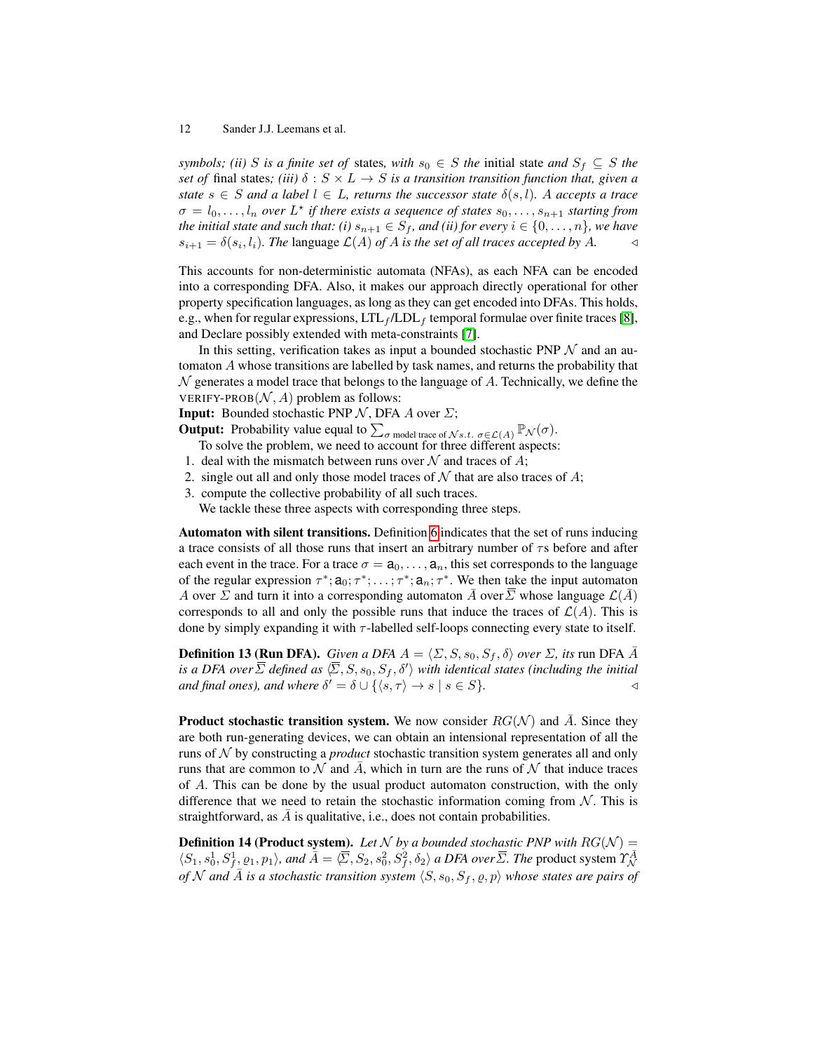*symbols; (ii) $S$ is a finite set of* states*, with $s_0 \in S$ the* initial state *and $S_f \subseteq S$ the set of* final states*; (iii) $\delta : S \times L \to S$ is a transition transition function that, given a state $s \in S$ and a label $l \in L$, returns the successor state $\delta(s,l)$. $A$ accepts a trace $\sigma = l_0, \ldots, l_n$ over $L^\star$ if there exists a sequence of states $s_0, \ldots, s_{n+1}$ starting from the initial state and such that: (i) $s_{n+1} \in S_f$, and (ii) for every $i \in \{0, \ldots, n\}$, we have $s_{i+1} = \delta(s_i, l_i)$. The* language *$\mathcal{L}(A)$ of $A$ is the set of all traces accepted by $A$.* ◁

This accounts for non-deterministic automata (NFAs), as each NFA can be encoded into a corresponding DFA. Also, it makes our approach directly operational for other property specification languages, as long as they can get encoded into DFAs. This holds, e.g., when for regular expressions, LTL$_f$/LDL$_f$ temporal formulae over finite traces [8], and Declare possibly extended with meta-constraints [7].

In this setting, verification takes as input a bounded stochastic PNP $\mathcal{N}$ and an automaton $A$ whose transitions are labelled by task names, and returns the probability that $\mathcal{N}$ generates a model trace that belongs to the language of $A$. Technically, we define the VERIFY-PROB($\mathcal{N}, A$) problem as follows:

**Input:** Bounded stochastic PNP $\mathcal{N}$, DFA $A$ over $\Sigma$;

**Output:** Probability value equal to $\sum_{\sigma \text{ model trace of } \mathcal{N} s.t.\ \sigma \in \mathcal{L}(A)} \mathbb{P}_{\mathcal{N}}(\sigma)$.

To solve the problem, we need to account for three different aspects:

1. deal with the mismatch between runs over $\mathcal{N}$ and traces of $A$;
2. single out all and only those model traces of $\mathcal{N}$ that are also traces of $A$;
3. compute the collective probability of all such traces.

We tackle these three aspects with corresponding three steps.

**Automaton with silent transitions.** Definition 6 indicates that the set of runs inducing a trace consists of all those runs that insert an arbitrary number of $\tau$s before and after each event in the trace. For a trace $\sigma = \mathsf{a}_0, \ldots, \mathsf{a}_n$, this set corresponds to the language of the regular expression $\tau^*; \mathsf{a}_0; \tau^*; \ldots; \tau^*; \mathsf{a}_n; \tau^*$. We then take the input automaton $A$ over $\Sigma$ and turn it into a corresponding automaton $\bar{A}$ over $\overline{\Sigma}$ whose language $\mathcal{L}(\bar{A})$ corresponds to all and only the possible runs that induce the traces of $\mathcal{L}(A)$. This is done by simply expanding it with $\tau$-labelled self-loops connecting every state to itself.

**Definition 13 (Run DFA).** *Given a DFA $A = \langle \Sigma, S, s_0, S_f, \delta \rangle$ over $\Sigma$, its* run DFA *$\bar{A}$ is a DFA over $\overline{\Sigma}$ defined as $\langle \overline{\Sigma}, S, s_0, S_f, \delta' \rangle$ with identical states (including the initial and final ones), and where $\delta' = \delta \cup \{\langle s, \tau \rangle \to s \mid s \in S\}$.* ◁

**Product stochastic transition system.** We now consider $RG(\mathcal{N})$ and $\bar{A}$. Since they are both run-generating devices, we can obtain an intensional representation of all the runs of $\mathcal{N}$ by constructing a *product* stochastic transition system generates all and only runs that are common to $\mathcal{N}$ and $\bar{A}$, which in turn are the runs of $\mathcal{N}$ that induce traces of $A$. This can be done by the usual product automaton construction, with the only difference that we need to retain the stochastic information coming from $\mathcal{N}$. This is straightforward, as $\bar{A}$ is qualitative, i.e., does not contain probabilities.

**Definition 14 (Product system).** *Let $\mathcal{N}$ by a bounded stochastic PNP with $RG(\mathcal{N}) = \langle S_1, s_0^1, S_f^1, \varrho_1, p_1 \rangle$, and $\bar{A} = \langle \overline{\Sigma}, S_2, s_0^2, S_f^2, \delta_2 \rangle$ a DFA over $\overline{\Sigma}$. The* product system *$\Upsilon_{\mathcal{N}}^{\bar{A}}$ of $\mathcal{N}$ and $\bar{A}$ is a stochastic transition system $\langle S, s_0, S_f, \varrho, p \rangle$ whose states are pairs of*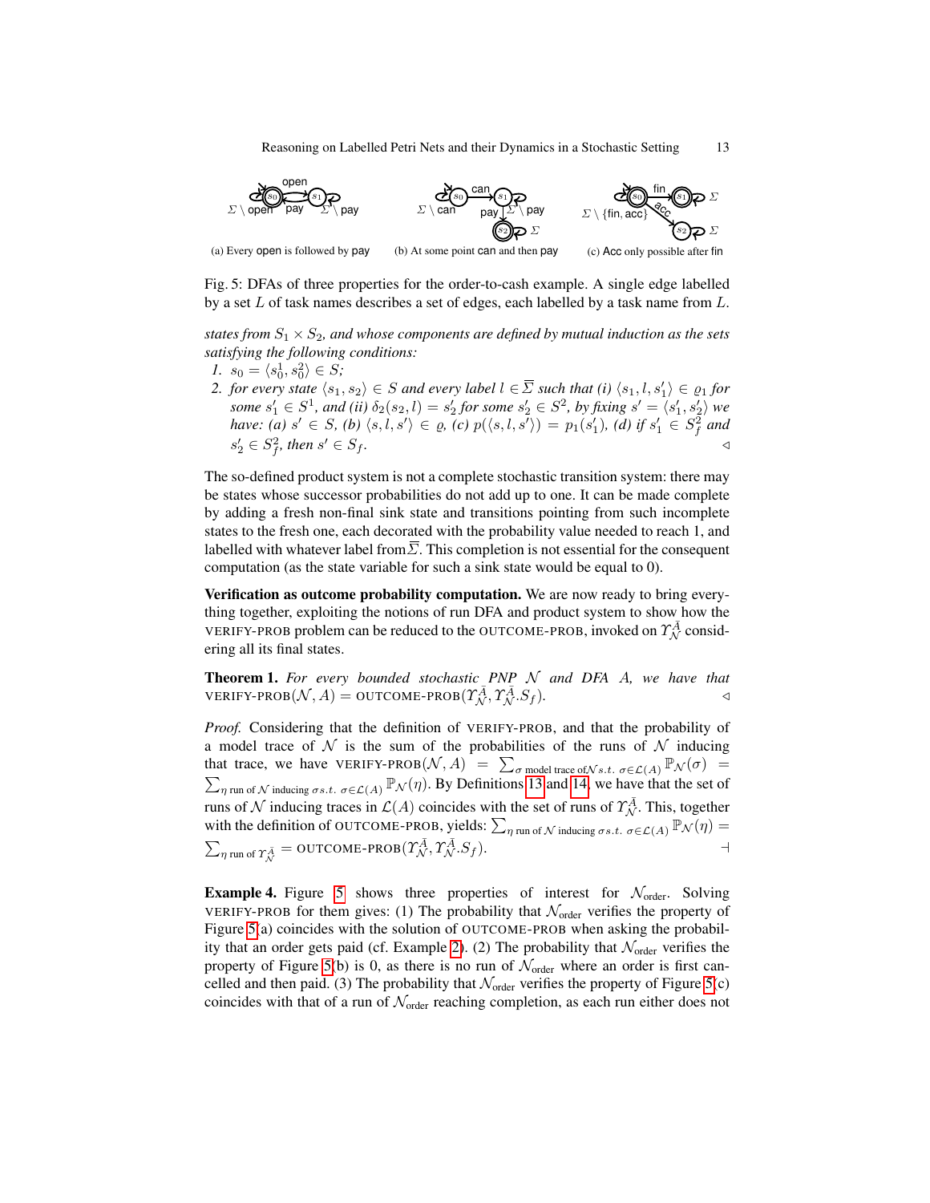(a) Every open is followed by pay    (b) At some point can and then pay    (c) Acc only possible after fin

Fig. 5: DFAs of three properties for the order-to-cash example. A single edge labelled by a set $L$ of task names describes a set of edges, each labelled by a task name from $L$.

*states from $S_1 \times S_2$, and whose components are defined by mutual induction as the sets satisfying the following conditions:*

1. $s_0 = \langle s_0^1, s_0^2 \rangle \in S$;
2. *for every state $\langle s_1, s_2 \rangle \in S$ and every label $l \in \overline{\Sigma}$ such that (i) $\langle s_1, l, s_1' \rangle \in \varrho_1$ for some $s_1' \in S^1$, and (ii) $\delta_2(s_2, l) = s_2'$ for some $s_2' \in S^2$, by fixing $s' = \langle s_1', s_2' \rangle$ we have: (a) $s' \in S$, (b) $\langle s, l, s' \rangle \in \varrho$, (c) $p(\langle s, l, s' \rangle) = p_1(s_1')$, (d) if $s_1' \in S_f^2$ and $s_2' \in S_f^2$, then $s' \in S_f$.* ◁

The so-defined product system is not a complete stochastic transition system: there may be states whose successor probabilities do not add up to one. It can be made complete by adding a fresh non-final sink state and transitions pointing from such incomplete states to the fresh one, each decorated with the probability value needed to reach 1, and labelled with whatever label from $\overline{\Sigma}$. This completion is not essential for the consequent computation (as the state variable for such a sink state would be equal to 0).

**Verification as outcome probability computation.** We are now ready to bring everything together, exploiting the notions of run DFA and product system to show how the VERIFY-PROB problem can be reduced to the OUTCOME-PROB, invoked on $\Upsilon_{\mathcal{N}}^{\bar{A}}$ considering all its final states.

**Theorem 1.** *For every bounded stochastic PNP $\mathcal{N}$ and DFA $A$, we have that* VERIFY-PROB$(\mathcal{N}, A) =$ OUTCOME-PROB$(\Upsilon_{\mathcal{N}}^{\bar{A}}, \Upsilon_{\mathcal{N}}^{\bar{A}}.S_f)$. ◁

*Proof.* Considering that the definition of VERIFY-PROB, and that the probability of a model trace of $\mathcal{N}$ is the sum of the probabilities of the runs of $\mathcal{N}$ inducing that trace, we have VERIFY-PROB$(\mathcal{N}, A) = \sum_{\sigma \text{ model trace of} \mathcal{N} s.t.\ \sigma \in \mathcal{L}(A)} \mathbb{P}_{\mathcal{N}}(\sigma) = \sum_{\eta \text{ run of } \mathcal{N} \text{ inducing } \sigma s.t.\ \sigma \in \mathcal{L}(A)} \mathbb{P}_{\mathcal{N}}(\eta)$. By Definitions 13 and 14, we have that the set of runs of $\mathcal{N}$ inducing traces in $\mathcal{L}(A)$ coincides with the set of runs of $\Upsilon_{\mathcal{N}}^{\bar{A}}$. This, together with the definition of OUTCOME-PROB, yields: $\sum_{\eta \text{ run of } \mathcal{N} \text{ inducing } \sigma s.t.\ \sigma \in \mathcal{L}(A)} \mathbb{P}_{\mathcal{N}}(\eta) = \sum_{\eta \text{ run of } \Upsilon_{\mathcal{N}}^{\bar{A}}} =$ OUTCOME-PROB$(\Upsilon_{\mathcal{N}}^{\bar{A}}, \Upsilon_{\mathcal{N}}^{\bar{A}}.S_f)$. ⊣

**Example 4.** Figure 5 shows three properties of interest for $\mathcal{N}_{\text{order}}$. Solving VERIFY-PROB for them gives: (1) The probability that $\mathcal{N}_{\text{order}}$ verifies the property of Figure 5(a) coincides with the solution of OUTCOME-PROB when asking the probability that an order gets paid (cf. Example 2). (2) The probability that $\mathcal{N}_{\text{order}}$ verifies the property of Figure 5(b) is 0, as there is no run of $\mathcal{N}_{\text{order}}$ where an order is first cancelled and then paid. (3) The probability that $\mathcal{N}_{\text{order}}$ verifies the property of Figure 5(c) coincides with that of a run of $\mathcal{N}_{\text{order}}$ reaching completion, as each run either does not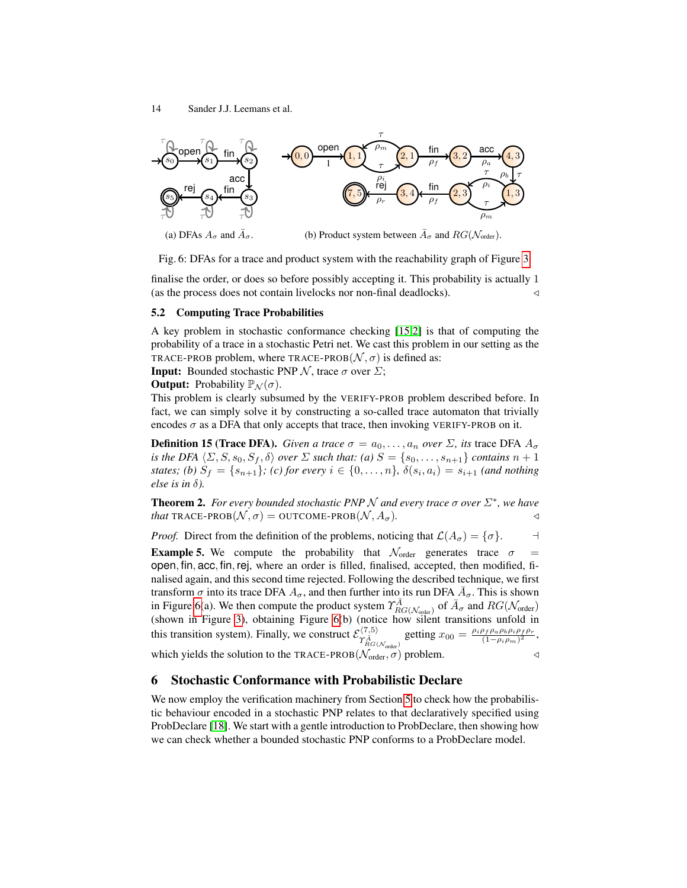(a) DFAs $A_\sigma$ and $\bar{A}_\sigma$.

(b) Product system between $\bar{A}_\sigma$ and $RG(\mathcal{N}_{\text{order}})$.

Fig. 6: DFAs for a trace and product system with the reachability graph of Figure 3

finalise the order, or does so before possibly accepting it. This probability is actually 1 (as the process does not contain livelocks nor non-final deadlocks). ◁

### 5.2 Computing Trace Probabilities

A key problem in stochastic conformance checking [15,2] is that of computing the probability of a trace in a stochastic Petri net. We cast this problem in our setting as the TRACE-PROB problem, where TRACE-PROB($\mathcal{N}, \sigma$) is defined as:

**Input:** Bounded stochastic PNP $\mathcal{N}$, trace $\sigma$ over $\Sigma$;

**Output:** Probability $\mathbb{P}_{\mathcal{N}}(\sigma)$.

This problem is clearly subsumed by the VERIFY-PROB problem described before. In fact, we can simply solve it by constructing a so-called trace automaton that trivially encodes $\sigma$ as a DFA that only accepts that trace, then invoking VERIFY-PROB on it.

**Definition 15 (Trace DFA).** *Given a trace $\sigma = a_0, \ldots, a_n$ over $\Sigma$, its* trace DFA $A_\sigma$ *is the DFA $\langle \Sigma, S, s_0, S_f, \delta \rangle$ over $\Sigma$ such that: (a) $S = \{s_0, \ldots, s_{n+1}\}$ contains $n+1$ states; (b) $S_f = \{s_{n+1}\}$; (c) for every $i \in \{0, \ldots, n\}$, $\delta(s_i, a_i) = s_{i+1}$ (and nothing else is in $\delta$).*

**Theorem 2.** *For every bounded stochastic PNP $\mathcal{N}$ and every trace $\sigma$ over $\Sigma^*$, we have that* TRACE-PROB($\mathcal{N}, \sigma$) = OUTCOME-PROB($\mathcal{N}, A_\sigma$). ◁

*Proof.* Direct from the definition of the problems, noticing that $\mathcal{L}(A_\sigma) = \{\sigma\}$. ⊣

**Example 5.** We compute the probability that $\mathcal{N}_{\text{order}}$ generates trace $\sigma$ = open, fin, acc, fin, rej, where an order is filled, finalised, accepted, then modified, finalised again, and this second time rejected. Following the described technique, we first transform $\sigma$ into its trace DFA $A_\sigma$, and then further into its run DFA $\bar{A}_\sigma$. This is shown in Figure 6(a). We then compute the product system $\Upsilon^{\bar{A}}_{RG(\mathcal{N}_{\text{order}})}$ of $\bar{A}_\sigma$ and $RG(\mathcal{N}_{\text{order}})$ (shown in Figure 3), obtaining Figure 6(b) (notice how silent transitions unfold in this transition system). Finally, we construct $\mathcal{E}^{\langle 7,5 \rangle}_{\Upsilon^{\bar{A}}_{RG(\mathcal{N}_{\text{order}})}}$ getting $x_{00} = \frac{\rho_i \rho_f \rho_a \rho_b \rho_i \rho_f \rho_r}{(1-\rho_i \rho_m)^2}$, which yields the solution to the TRACE-PROB($\mathcal{N}_{\text{order}}, \sigma$) problem. ◁

## 6 Stochastic Conformance with Probabilistic Declare

We now employ the verification machinery from Section 5 to check how the probabilistic behaviour encoded in a stochastic PNP relates to that declaratively specified using ProbDeclare [18]. We start with a gentle introduction to ProbDeclare, then showing how we can check whether a bounded stochastic PNP conforms to a ProbDeclare model.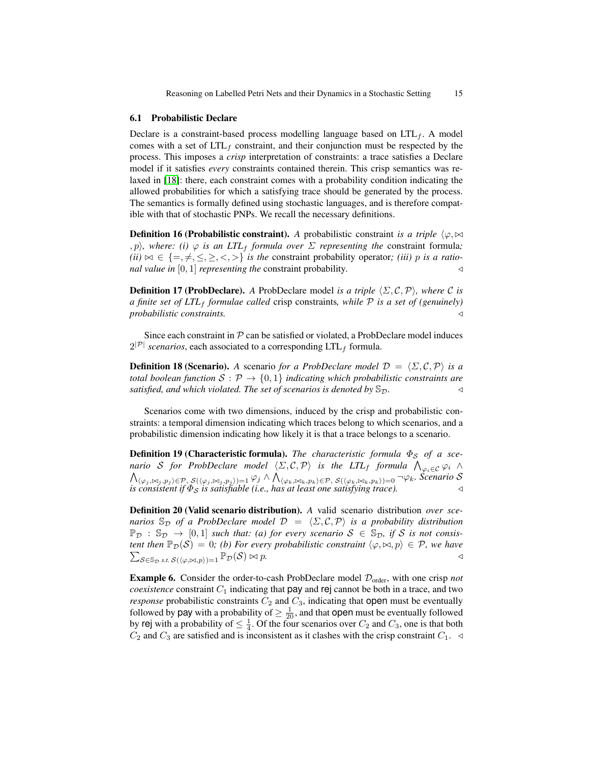### 6.1 Probabilistic Declare

Declare is a constraint-based process modelling language based on $\text{LTL}_f$. A model comes with a set of $\text{LTL}_f$ constraint, and their conjunction must be respected by the process. This imposes a *crisp* interpretation of constraints: a trace satisfies a Declare model if it satisfies *every* constraints contained therein. This crisp semantics was relaxed in [18]: there, each constraint comes with a probability condition indicating the allowed probabilities for which a satisfying trace should be generated by the process. The semantics is formally defined using stochastic languages, and is therefore compatible with that of stochastic PNPs. We recall the necessary definitions.

**Definition 16 (Probabilistic constraint).** *A* probabilistic constraint *is a triple* $\langle \varphi, \bowtie, p \rangle$*, where: (i)* $\varphi$ *is an* $\text{LTL}_f$ *formula over* $\Sigma$ *representing the* constraint formula*; (ii)* $\bowtie \in \{=, \neq, \leq, \geq, <, >\}$ *is the* constraint probability operator*; (iii)* $p$ *is a rational value in* $[0, 1]$ *representing the* constraint probability. $\triangleleft$

**Definition 17 (ProbDeclare).** *A* ProbDeclare model *is a triple* $\langle \Sigma, \mathcal{C}, \mathcal{P} \rangle$*, where* $\mathcal{C}$ *is a finite set of* $\text{LTL}_f$ *formulae called* crisp constraints*, while* $\mathcal{P}$ *is a set of (genuinely) probabilistic constraints.* $\triangleleft$

Since each constraint in $\mathcal{P}$ can be satisfied or violated, a ProbDeclare model induces $2^{|\mathcal{P}|}$ *scenarios*, each associated to a corresponding $\text{LTL}_f$ formula.

**Definition 18 (Scenario).** *A* scenario *for a ProbDeclare model* $\mathcal{D} = \langle \Sigma, \mathcal{C}, \mathcal{P} \rangle$ *is a total boolean function* $\mathcal{S} : \mathcal{P} \to \{0, 1\}$ *indicating which probabilistic constraints are satisfied, and which violated. The set of scenarios is denoted by* $\mathbb{S}_{\mathcal{D}}$. $\triangleleft$

Scenarios come with two dimensions, induced by the crisp and probabilistic constraints: a temporal dimension indicating which traces belong to which scenarios, and a probabilistic dimension indicating how likely it is that a trace belongs to a scenario.

**Definition 19 (Characteristic formula).** *The characteristic formula* $\Phi_{\mathcal{S}}$ *of a scenario* $\mathcal{S}$ *for ProbDeclare model* $\langle \Sigma, \mathcal{C}, \mathcal{P} \rangle$ *is the* $\text{LTL}_f$ *formula* $\bigwedge_{\varphi_i \in \mathcal{C}} \varphi_i \wedge \bigwedge_{\langle \varphi_j, \bowtie_j, p_j \rangle \in \mathcal{P},\, \mathcal{S}(\langle \varphi_j, \bowtie_j, p_j \rangle)=1} \varphi_j \wedge \bigwedge_{\langle \varphi_k, \bowtie_k, p_k \rangle \in \mathcal{P},\, \mathcal{S}(\langle \varphi_k, \bowtie_k, p_k \rangle)=0} \neg \varphi_k$*. Scenario* $\mathcal{S}$ *is consistent if* $\Phi_{\mathcal{S}}$ *is satisfiable (i.e., has at least one satisfying trace).* $\triangleleft$

**Definition 20 (Valid scenario distribution).** *A* valid scenario distribution *over scenarios* $\mathbb{S}_{\mathcal{D}}$ *of a ProbDeclare model* $\mathcal{D} = \langle \Sigma, \mathcal{C}, \mathcal{P} \rangle$ *is a probability distribution* $\mathbb{P}_{\mathcal{D}} : \mathbb{S}_{\mathcal{D}} \to [0, 1]$ *such that: (a) for every scenario* $\mathcal{S} \in \mathbb{S}_{\mathcal{D}}$*, if* $\mathcal{S}$ *is not consistent then* $\mathbb{P}_{\mathcal{D}}(\mathcal{S}) = 0$*; (b) For every probabilistic constraint* $\langle \varphi, \bowtie, p \rangle \in \mathcal{P}$*, we have* $\sum_{\mathcal{S} \in \mathbb{S}_{\mathcal{D}} \text{ s.t. } \mathcal{S}(\langle \varphi, \bowtie, p \rangle)=1} \mathbb{P}_{\mathcal{D}}(\mathcal{S}) \bowtie p$*.* $\triangleleft$

**Example 6.** Consider the order-to-cash ProbDeclare model $\mathcal{D}_{\text{order}}$, with one crisp *not coexistence* constraint $C_1$ indicating that pay and rej cannot be both in a trace, and two *response* probabilistic constraints $C_2$ and $C_3$, indicating that open must be eventually followed by pay with a probability of $\geq \frac{1}{20}$, and that open must be eventually followed by rej with a probability of $\leq \frac{1}{4}$. Of the four scenarios over $C_2$ and $C_3$, one is that both $C_2$ and $C_3$ are satisfied and is inconsistent as it clashes with the crisp constraint $C_1$. $\triangleleft$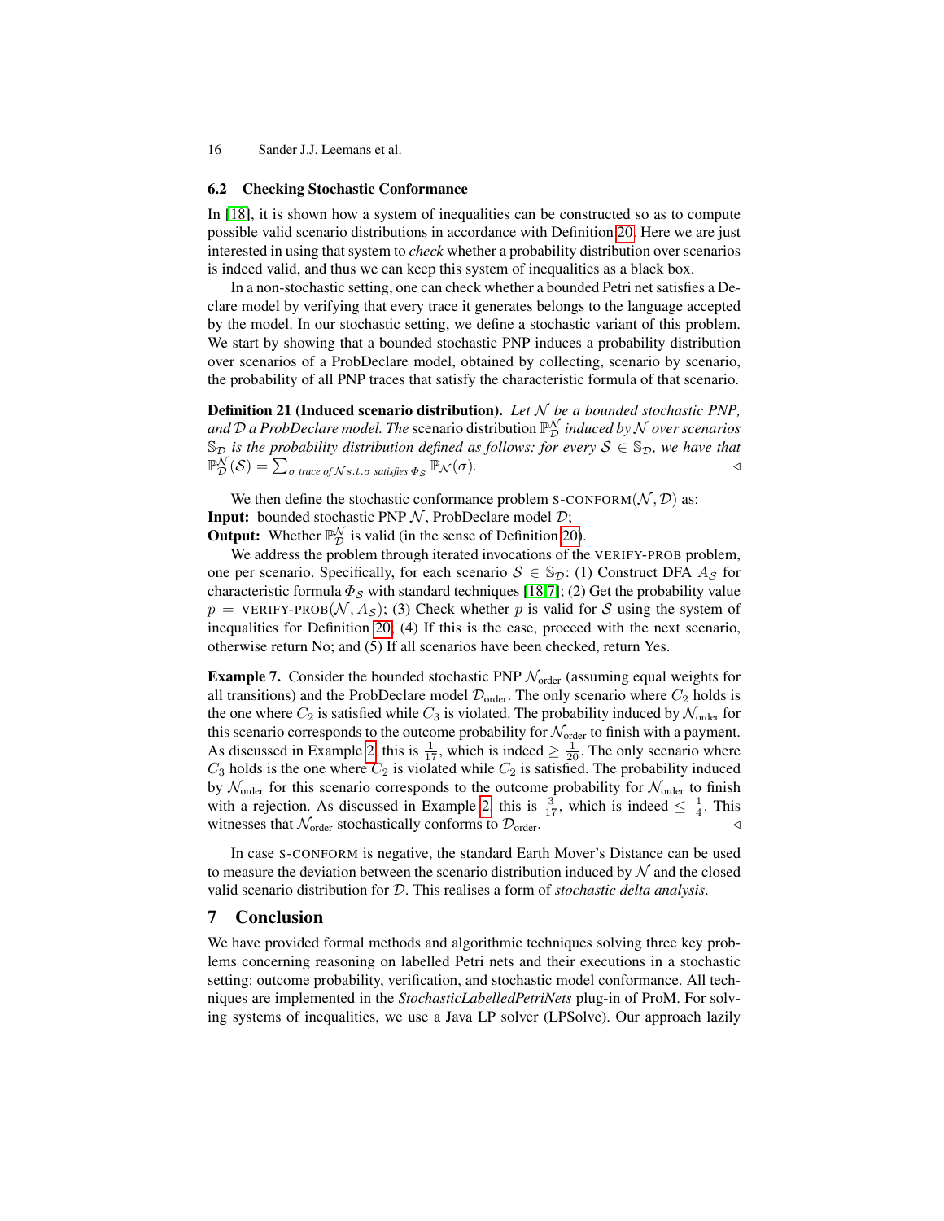### 6.2 Checking Stochastic Conformance

In [18], it is shown how a system of inequalities can be constructed so as to compute possible valid scenario distributions in accordance with Definition 20. Here we are just interested in using that system to *check* whether a probability distribution over scenarios is indeed valid, and thus we can keep this system of inequalities as a black box.

In a non-stochastic setting, one can check whether a bounded Petri net satisfies a Declare model by verifying that every trace it generates belongs to the language accepted by the model. In our stochastic setting, we define a stochastic variant of this problem. We start by showing that a bounded stochastic PNP induces a probability distribution over scenarios of a ProbDeclare model, obtained by collecting, scenario by scenario, the probability of all PNP traces that satisfy the characteristic formula of that scenario.

**Definition 21 (Induced scenario distribution).** *Let $\mathcal{N}$ be a bounded stochastic PNP, and $\mathcal{D}$ a ProbDeclare model. The* scenario distribution $\mathbb{P}^{\mathcal{N}}_{\mathcal{D}}$ *induced by $\mathcal{N}$ over scenarios $\mathbb{S}_{\mathcal{D}}$ is the probability distribution defined as follows: for every $\mathcal{S} \in \mathbb{S}_{\mathcal{D}}$, we have that $\mathbb{P}^{\mathcal{N}}_{\mathcal{D}}(\mathcal{S}) = \sum_{\sigma \text{ trace of } \mathcal{N} \text{ s.t. } \sigma \text{ satisfies } \Phi_{\mathcal{S}}} \mathbb{P}_{\mathcal{N}}(\sigma)$.* ◁

We then define the stochastic conformance problem S-CONFORM($\mathcal{N}, \mathcal{D}$) as:
**Input:** bounded stochastic PNP $\mathcal{N}$, ProbDeclare model $\mathcal{D}$;
**Output:** Whether $\mathbb{P}^{\mathcal{N}}_{\mathcal{D}}$ is valid (in the sense of Definition 20).

We address the problem through iterated invocations of the VERIFY-PROB problem, one per scenario. Specifically, for each scenario $\mathcal{S} \in \mathbb{S}_{\mathcal{D}}$: (1) Construct DFA $A_{\mathcal{S}}$ for characteristic formula $\Phi_{\mathcal{S}}$ with standard techniques [18,7]; (2) Get the probability value $p$ = VERIFY-PROB($\mathcal{N}, A_{\mathcal{S}}$); (3) Check whether $p$ is valid for $\mathcal{S}$ using the system of inequalities for Definition 20; (4) If this is the case, proceed with the next scenario, otherwise return No; and (5) If all scenarios have been checked, return Yes.

**Example 7.** Consider the bounded stochastic PNP $\mathcal{N}_{\text{order}}$ (assuming equal weights for all transitions) and the ProbDeclare model $\mathcal{D}_{\text{order}}$. The only scenario where $C_2$ holds is the one where $C_2$ is satisfied while $C_3$ is violated. The probability induced by $\mathcal{N}_{\text{order}}$ for this scenario corresponds to the outcome probability for $\mathcal{N}_{\text{order}}$ to finish with a payment. As discussed in Example 2, this is $\frac{1}{17}$, which is indeed $\geq \frac{1}{20}$. The only scenario where $C_3$ holds is the one where $C_2$ is violated while $C_2$ is satisfied. The probability induced by $\mathcal{N}_{\text{order}}$ for this scenario corresponds to the outcome probability for $\mathcal{N}_{\text{order}}$ to finish with a rejection. As discussed in Example 2, this is $\frac{3}{17}$, which is indeed $\leq \frac{1}{4}$. This witnesses that $\mathcal{N}_{\text{order}}$ stochastically conforms to $\mathcal{D}_{\text{order}}$. ◁

In case S-CONFORM is negative, the standard Earth Mover's Distance can be used to measure the deviation between the scenario distribution induced by $\mathcal{N}$ and the closed valid scenario distribution for $\mathcal{D}$. This realises a form of *stochastic delta analysis*.

## 7 Conclusion

We have provided formal methods and algorithmic techniques solving three key problems concerning reasoning on labelled Petri nets and their executions in a stochastic setting: outcome probability, verification, and stochastic model conformance. All techniques are implemented in the *StochasticLabelledPetriNets* plug-in of ProM. For solving systems of inequalities, we use a Java LP solver (LPSolve). Our approach lazily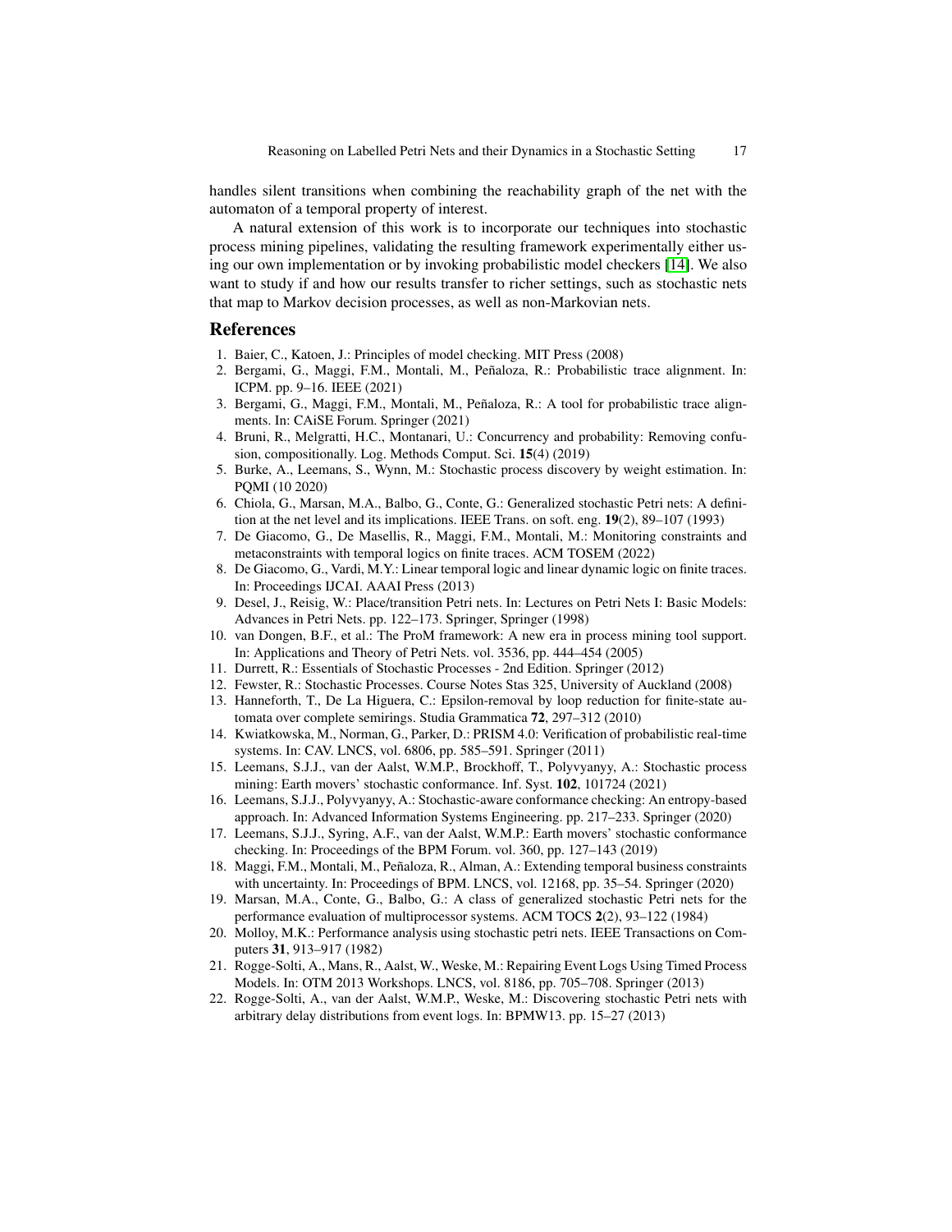handles silent transitions when combining the reachability graph of the net with the automaton of a temporal property of interest.

A natural extension of this work is to incorporate our techniques into stochastic process mining pipelines, validating the resulting framework experimentally either using our own implementation or by invoking probabilistic model checkers [14]. We also want to study if and how our results transfer to richer settings, such as stochastic nets that map to Markov decision processes, as well as non-Markovian nets.

## References

1. Baier, C., Katoen, J.: Principles of model checking. MIT Press (2008)
2. Bergami, G., Maggi, F.M., Montali, M., Peñaloza, R.: Probabilistic trace alignment. In: ICPM. pp. 9–16. IEEE (2021)
3. Bergami, G., Maggi, F.M., Montali, M., Peñaloza, R.: A tool for probabilistic trace alignments. In: CAiSE Forum. Springer (2021)
4. Bruni, R., Melgratti, H.C., Montanari, U.: Concurrency and probability: Removing confusion, compositionally. Log. Methods Comput. Sci. **15**(4) (2019)
5. Burke, A., Leemans, S., Wynn, M.: Stochastic process discovery by weight estimation. In: PQMI (10 2020)
6. Chiola, G., Marsan, M.A., Balbo, G., Conte, G.: Generalized stochastic Petri nets: A definition at the net level and its implications. IEEE Trans. on soft. eng. **19**(2), 89–107 (1993)
7. De Giacomo, G., De Masellis, R., Maggi, F.M., Montali, M.: Monitoring constraints and metaconstraints with temporal logics on finite traces. ACM TOSEM (2022)
8. De Giacomo, G., Vardi, M.Y.: Linear temporal logic and linear dynamic logic on finite traces. In: Proceedings IJCAI. AAAI Press (2013)
9. Desel, J., Reisig, W.: Place/transition Petri nets. In: Lectures on Petri Nets I: Basic Models: Advances in Petri Nets. pp. 122–173. Springer, Springer (1998)
10. van Dongen, B.F., et al.: The ProM framework: A new era in process mining tool support. In: Applications and Theory of Petri Nets. vol. 3536, pp. 444–454 (2005)
11. Durrett, R.: Essentials of Stochastic Processes - 2nd Edition. Springer (2012)
12. Fewster, R.: Stochastic Processes. Course Notes Stas 325, University of Auckland (2008)
13. Hanneforth, T., De La Higuera, C.: Epsilon-removal by loop reduction for finite-state automata over complete semirings. Studia Grammatica **72**, 297–312 (2010)
14. Kwiatkowska, M., Norman, G., Parker, D.: PRISM 4.0: Verification of probabilistic real-time systems. In: CAV. LNCS, vol. 6806, pp. 585–591. Springer (2011)
15. Leemans, S.J.J., van der Aalst, W.M.P., Brockhoff, T., Polyvyanyy, A.: Stochastic process mining: Earth movers' stochastic conformance. Inf. Syst. **102**, 101724 (2021)
16. Leemans, S.J.J., Polyvyanyy, A.: Stochastic-aware conformance checking: An entropy-based approach. In: Advanced Information Systems Engineering. pp. 217–233. Springer (2020)
17. Leemans, S.J.J., Syring, A.F., van der Aalst, W.M.P.: Earth movers' stochastic conformance checking. In: Proceedings of the BPM Forum. vol. 360, pp. 127–143 (2019)
18. Maggi, F.M., Montali, M., Peñaloza, R., Alman, A.: Extending temporal business constraints with uncertainty. In: Proceedings of BPM. LNCS, vol. 12168, pp. 35–54. Springer (2020)
19. Marsan, M.A., Conte, G., Balbo, G.: A class of generalized stochastic Petri nets for the performance evaluation of multiprocessor systems. ACM TOCS **2**(2), 93–122 (1984)
20. Molloy, M.K.: Performance analysis using stochastic petri nets. IEEE Transactions on Computers **31**, 913–917 (1982)
21. Rogge-Solti, A., Mans, R., Aalst, W., Weske, M.: Repairing Event Logs Using Timed Process Models. In: OTM 2013 Workshops. LNCS, vol. 8186, pp. 705–708. Springer (2013)
22. Rogge-Solti, A., van der Aalst, W.M.P., Weske, M.: Discovering stochastic Petri nets with arbitrary delay distributions from event logs. In: BPMW13. pp. 15–27 (2013)